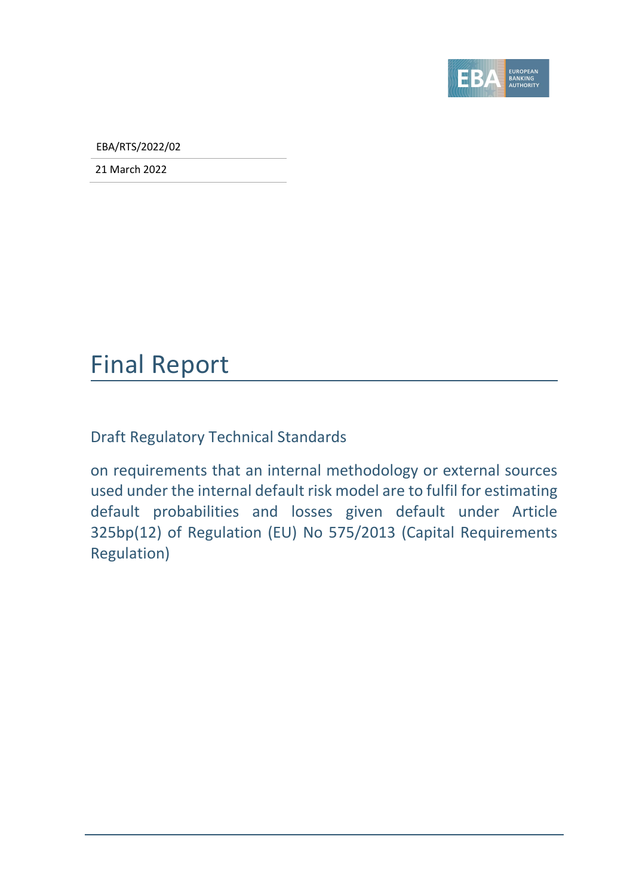EBA/RTS/2022/02

21 March 2022

# Final Report

## Draft Regulatory Technical Standards

on requirements that an internal methodology or external sources used under the internal default risk model are to fulfil for estimating default probabilities and losses given default under Article 325bp(12) of Regulation (EU) No 575/2013 (Capital Requirements Regulation)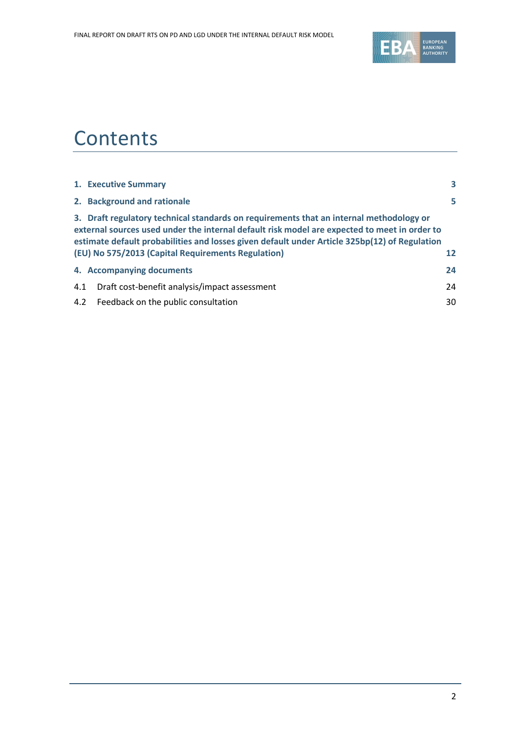# Contents

| | |
|---|---|
| **1. Executive Summary** | **3** |
| **2. Background and rationale** | **5** |
| **3. Draft regulatory technical standards on requirements that an internal methodology or external sources used under the internal default risk model are expected to meet in order to estimate default probabilities and losses given default under Article 325bp(12) of Regulation (EU) No 575/2013 (Capital Requirements Regulation)** | **12** |
| **4. Accompanying documents** | **24** |
| 4.1 Draft cost-benefit analysis/impact assessment | 24 |
| 4.2 Feedback on the public consultation | 30 |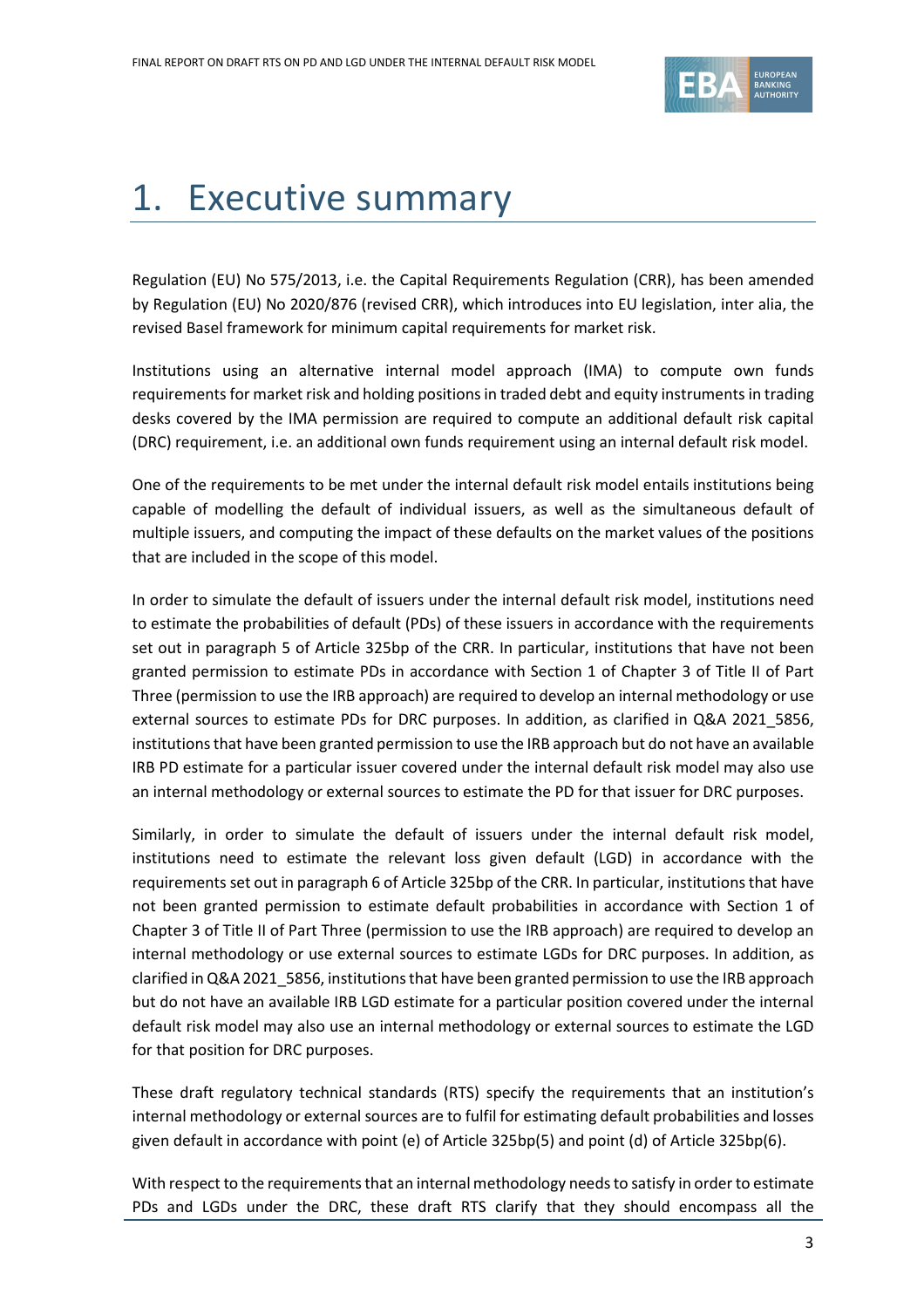# 1. Executive summary

Regulation (EU) No 575/2013, i.e. the Capital Requirements Regulation (CRR), has been amended by Regulation (EU) No 2020/876 (revised CRR), which introduces into EU legislation, inter alia, the revised Basel framework for minimum capital requirements for market risk.

Institutions using an alternative internal model approach (IMA) to compute own funds requirements for market risk and holding positions in traded debt and equity instruments in trading desks covered by the IMA permission are required to compute an additional default risk capital (DRC) requirement, i.e. an additional own funds requirement using an internal default risk model.

One of the requirements to be met under the internal default risk model entails institutions being capable of modelling the default of individual issuers, as well as the simultaneous default of multiple issuers, and computing the impact of these defaults on the market values of the positions that are included in the scope of this model.

In order to simulate the default of issuers under the internal default risk model, institutions need to estimate the probabilities of default (PDs) of these issuers in accordance with the requirements set out in paragraph 5 of Article 325bp of the CRR. In particular, institutions that have not been granted permission to estimate PDs in accordance with Section 1 of Chapter 3 of Title II of Part Three (permission to use the IRB approach) are required to develop an internal methodology or use external sources to estimate PDs for DRC purposes. In addition, as clarified in Q&A 2021_5856, institutions that have been granted permission to use the IRB approach but do not have an available IRB PD estimate for a particular issuer covered under the internal default risk model may also use an internal methodology or external sources to estimate the PD for that issuer for DRC purposes.

Similarly, in order to simulate the default of issuers under the internal default risk model, institutions need to estimate the relevant loss given default (LGD) in accordance with the requirements set out in paragraph 6 of Article 325bp of the CRR. In particular, institutions that have not been granted permission to estimate default probabilities in accordance with Section 1 of Chapter 3 of Title II of Part Three (permission to use the IRB approach) are required to develop an internal methodology or use external sources to estimate LGDs for DRC purposes. In addition, as clarified in Q&A 2021_5856, institutions that have been granted permission to use the IRB approach but do not have an available IRB LGD estimate for a particular position covered under the internal default risk model may also use an internal methodology or external sources to estimate the LGD for that position for DRC purposes.

These draft regulatory technical standards (RTS) specify the requirements that an institution's internal methodology or external sources are to fulfil for estimating default probabilities and losses given default in accordance with point (e) of Article 325bp(5) and point (d) of Article 325bp(6).

With respect to the requirements that an internal methodology needs to satisfy in order to estimate PDs and LGDs under the DRC, these draft RTS clarify that they should encompass all the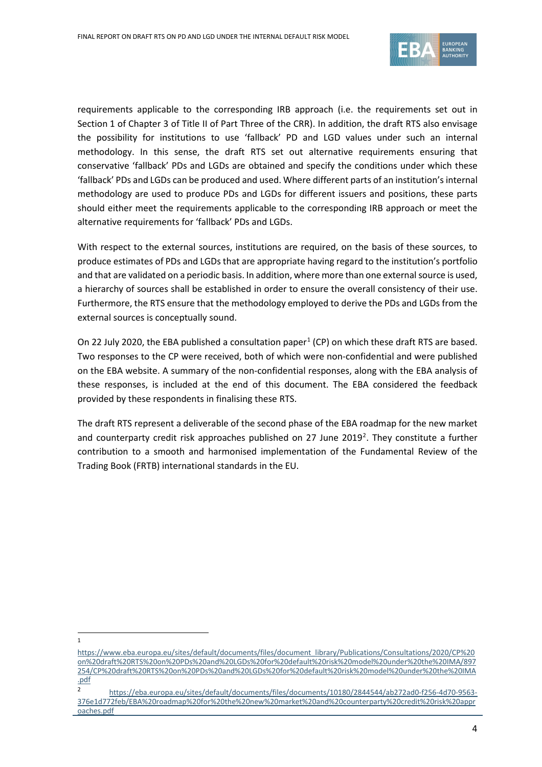requirements applicable to the corresponding IRB approach (i.e. the requirements set out in Section 1 of Chapter 3 of Title II of Part Three of the CRR). In addition, the draft RTS also envisage the possibility for institutions to use 'fallback' PD and LGD values under such an internal methodology. In this sense, the draft RTS set out alternative requirements ensuring that conservative 'fallback' PDs and LGDs are obtained and specify the conditions under which these 'fallback' PDs and LGDs can be produced and used. Where different parts of an institution's internal methodology are used to produce PDs and LGDs for different issuers and positions, these parts should either meet the requirements applicable to the corresponding IRB approach or meet the alternative requirements for 'fallback' PDs and LGDs.

With respect to the external sources, institutions are required, on the basis of these sources, to produce estimates of PDs and LGDs that are appropriate having regard to the institution's portfolio and that are validated on a periodic basis. In addition, where more than one external source is used, a hierarchy of sources shall be established in order to ensure the overall consistency of their use. Furthermore, the RTS ensure that the methodology employed to derive the PDs and LGDs from the external sources is conceptually sound.

On 22 July 2020, the EBA published a consultation paper[1] (CP) on which these draft RTS are based. Two responses to the CP were received, both of which were non-confidential and were published on the EBA website. A summary of the non-confidential responses, along with the EBA analysis of these responses, is included at the end of this document. The EBA considered the feedback provided by these respondents in finalising these RTS.

The draft RTS represent a deliverable of the second phase of the EBA roadmap for the new market and counterparty credit risk approaches published on 27 June 2019[2]. They constitute a further contribution to a smooth and harmonised implementation of the Fundamental Review of the Trading Book (FRTB) international standards in the EU.

---

[1] https://www.eba.europa.eu/sites/default/documents/files/document_library/Publications/Consultations/2020/CP%20on%20draft%20RTS%20on%20PDs%20and%20LGDs%20for%20default%20risk%20model%20under%20the%20IMA/897254/CP%20draft%20RTS%20on%20PDs%20and%20LGDs%20for%20default%20risk%20model%20under%20the%20IMA.pdf

[2] https://eba.europa.eu/sites/default/documents/files/documents/10180/2844544/ab272ad0-f256-4d70-9563-376e1d772feb/EBA%20roadmap%20for%20the%20new%20market%20and%20counterparty%20credit%20risk%20approaches.pdf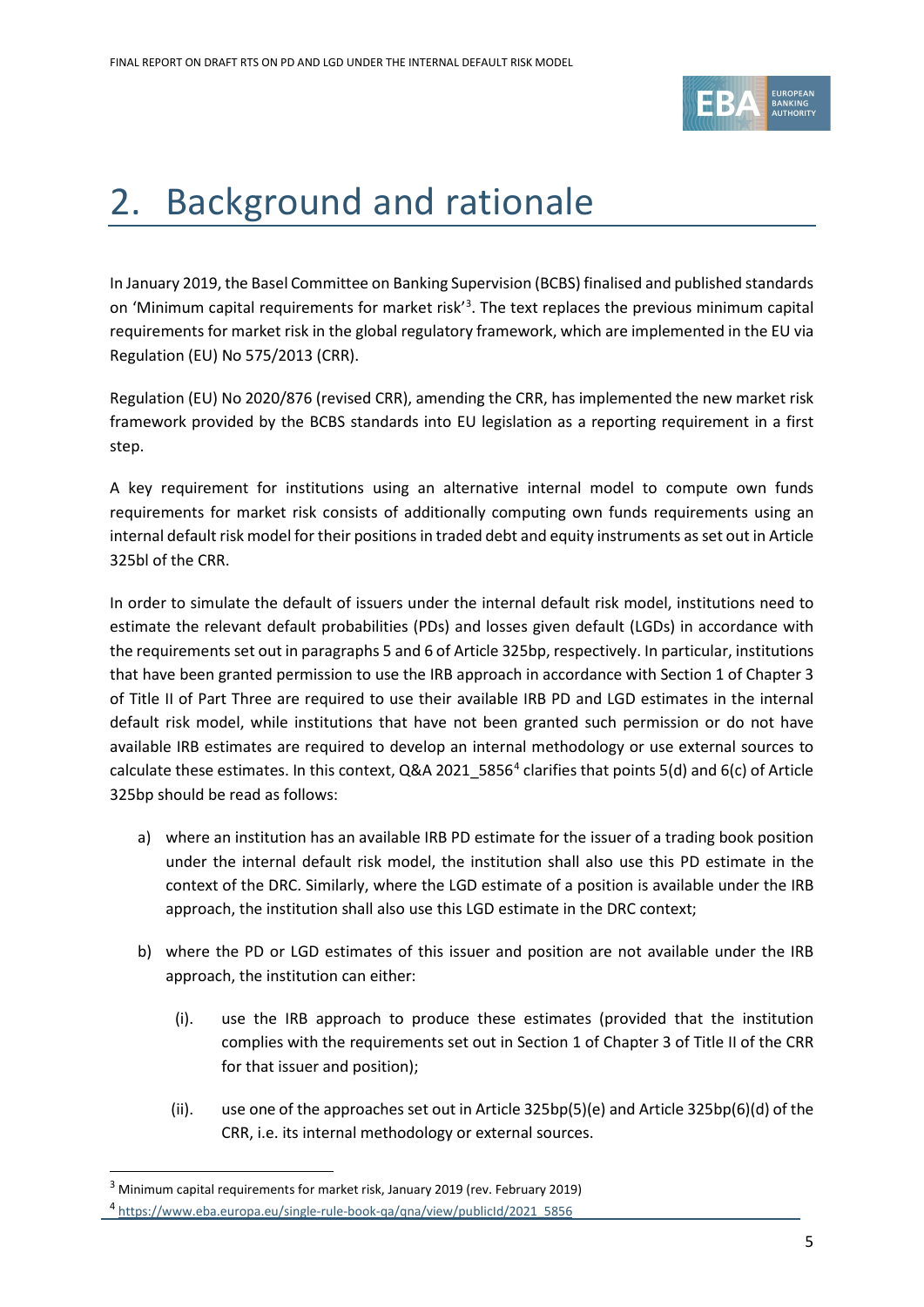# 2. Background and rationale

In January 2019, the Basel Committee on Banking Supervision (BCBS) finalised and published standards on 'Minimum capital requirements for market risk'[3]. The text replaces the previous minimum capital requirements for market risk in the global regulatory framework, which are implemented in the EU via Regulation (EU) No 575/2013 (CRR).

Regulation (EU) No 2020/876 (revised CRR), amending the CRR, has implemented the new market risk framework provided by the BCBS standards into EU legislation as a reporting requirement in a first step.

A key requirement for institutions using an alternative internal model to compute own funds requirements for market risk consists of additionally computing own funds requirements using an internal default risk model for their positions in traded debt and equity instruments as set out in Article 325bl of the CRR.

In order to simulate the default of issuers under the internal default risk model, institutions need to estimate the relevant default probabilities (PDs) and losses given default (LGDs) in accordance with the requirements set out in paragraphs 5 and 6 of Article 325bp, respectively. In particular, institutions that have been granted permission to use the IRB approach in accordance with Section 1 of Chapter 3 of Title II of Part Three are required to use their available IRB PD and LGD estimates in the internal default risk model, while institutions that have not been granted such permission or do not have available IRB estimates are required to develop an internal methodology or use external sources to calculate these estimates. In this context, Q&A 2021_5856[4] clarifies that points 5(d) and 6(c) of Article 325bp should be read as follows:

a) where an institution has an available IRB PD estimate for the issuer of a trading book position under the internal default risk model, the institution shall also use this PD estimate in the context of the DRC. Similarly, where the LGD estimate of a position is available under the IRB approach, the institution shall also use this LGD estimate in the DRC context;

b) where the PD or LGD estimates of this issuer and position are not available under the IRB approach, the institution can either:

   (i). use the IRB approach to produce these estimates (provided that the institution complies with the requirements set out in Section 1 of Chapter 3 of Title II of the CRR for that issuer and position);

   (ii). use one of the approaches set out in Article 325bp(5)(e) and Article 325bp(6)(d) of the CRR, i.e. its internal methodology or external sources.

---

[3] Minimum capital requirements for market risk, January 2019 (rev. February 2019)

[4] https://www.eba.europa.eu/single-rule-book-qa/qna/view/publicId/2021_5856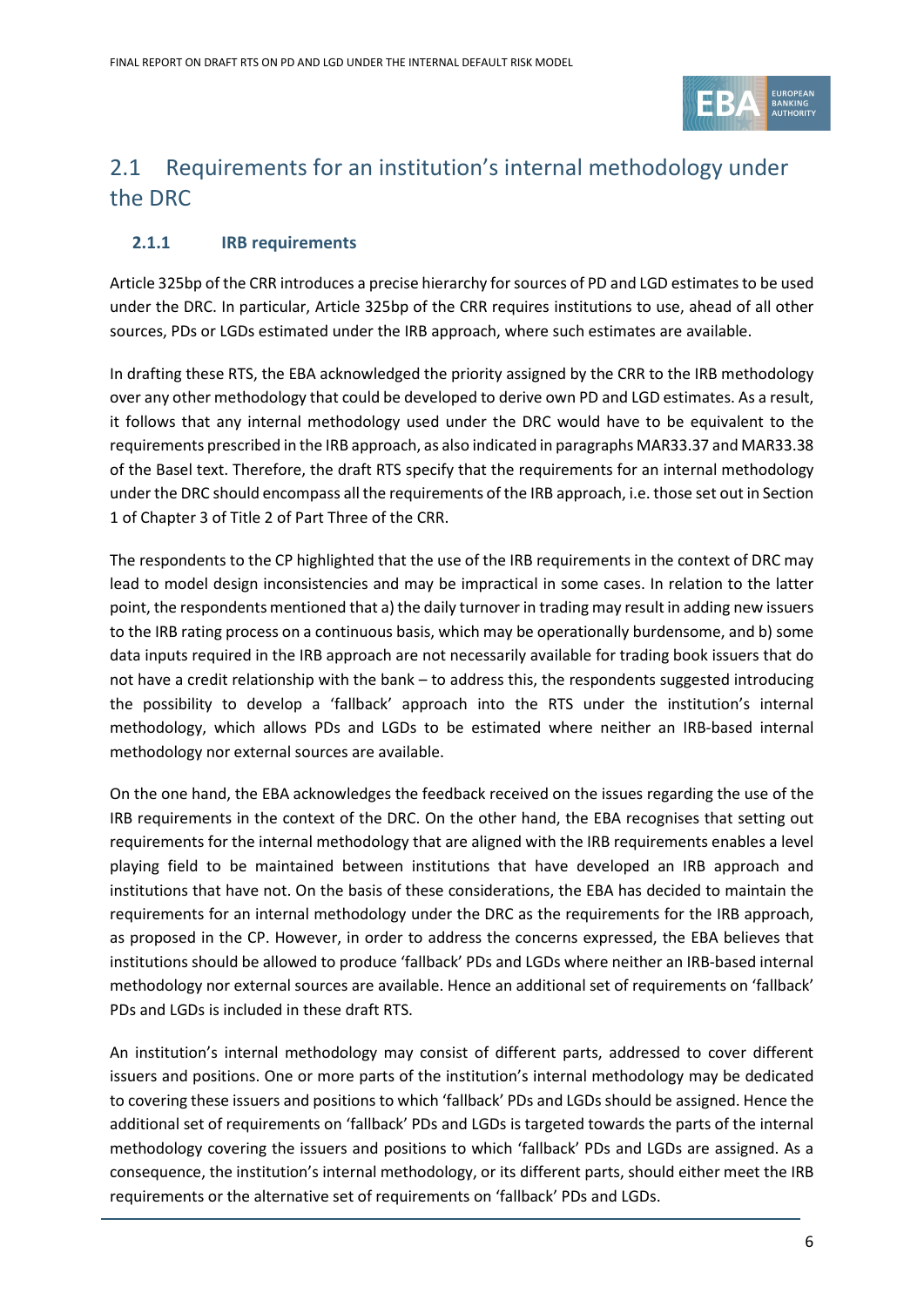## 2.1 Requirements for an institution's internal methodology under the DRC

### 2.1.1 IRB requirements

Article 325bp of the CRR introduces a precise hierarchy for sources of PD and LGD estimates to be used under the DRC. In particular, Article 325bp of the CRR requires institutions to use, ahead of all other sources, PDs or LGDs estimated under the IRB approach, where such estimates are available.

In drafting these RTS, the EBA acknowledged the priority assigned by the CRR to the IRB methodology over any other methodology that could be developed to derive own PD and LGD estimates. As a result, it follows that any internal methodology used under the DRC would have to be equivalent to the requirements prescribed in the IRB approach, as also indicated in paragraphs MAR33.37 and MAR33.38 of the Basel text. Therefore, the draft RTS specify that the requirements for an internal methodology under the DRC should encompass all the requirements of the IRB approach, i.e. those set out in Section 1 of Chapter 3 of Title 2 of Part Three of the CRR.

The respondents to the CP highlighted that the use of the IRB requirements in the context of DRC may lead to model design inconsistencies and may be impractical in some cases. In relation to the latter point, the respondents mentioned that a) the daily turnover in trading may result in adding new issuers to the IRB rating process on a continuous basis, which may be operationally burdensome, and b) some data inputs required in the IRB approach are not necessarily available for trading book issuers that do not have a credit relationship with the bank – to address this, the respondents suggested introducing the possibility to develop a 'fallback' approach into the RTS under the institution's internal methodology, which allows PDs and LGDs to be estimated where neither an IRB-based internal methodology nor external sources are available.

On the one hand, the EBA acknowledges the feedback received on the issues regarding the use of the IRB requirements in the context of the DRC. On the other hand, the EBA recognises that setting out requirements for the internal methodology that are aligned with the IRB requirements enables a level playing field to be maintained between institutions that have developed an IRB approach and institutions that have not. On the basis of these considerations, the EBA has decided to maintain the requirements for an internal methodology under the DRC as the requirements for the IRB approach, as proposed in the CP. However, in order to address the concerns expressed, the EBA believes that institutions should be allowed to produce 'fallback' PDs and LGDs where neither an IRB-based internal methodology nor external sources are available. Hence an additional set of requirements on 'fallback' PDs and LGDs is included in these draft RTS.

An institution's internal methodology may consist of different parts, addressed to cover different issuers and positions. One or more parts of the institution's internal methodology may be dedicated to covering these issuers and positions to which 'fallback' PDs and LGDs should be assigned. Hence the additional set of requirements on 'fallback' PDs and LGDs is targeted towards the parts of the internal methodology covering the issuers and positions to which 'fallback' PDs and LGDs are assigned. As a consequence, the institution's internal methodology, or its different parts, should either meet the IRB requirements or the alternative set of requirements on 'fallback' PDs and LGDs.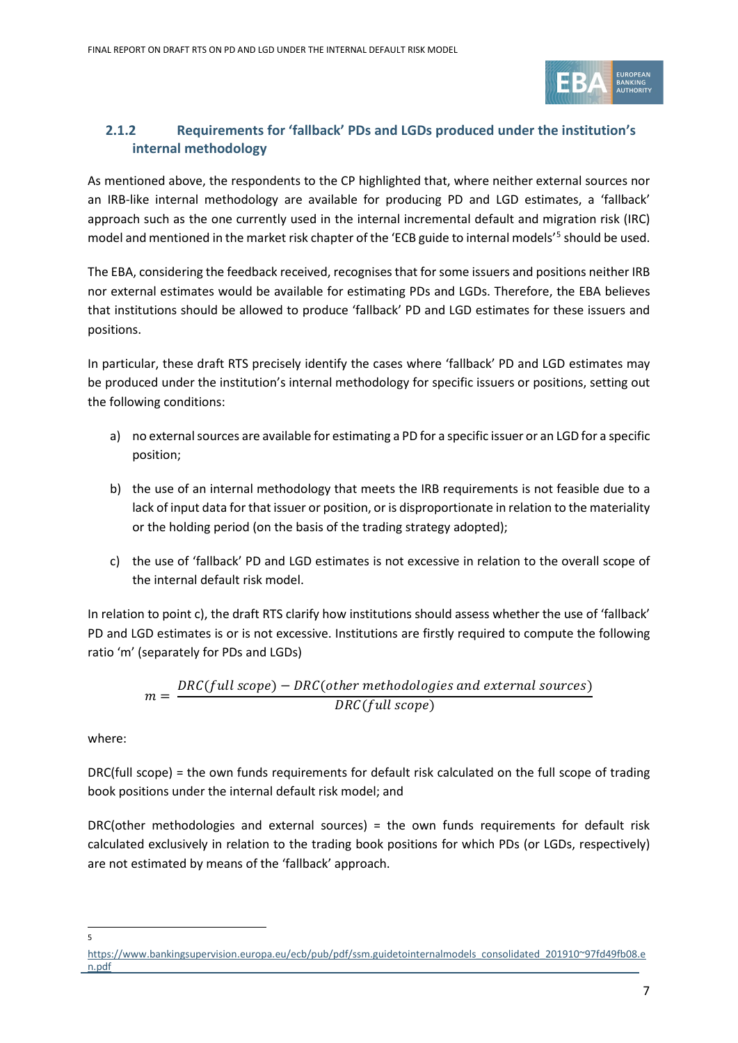### 2.1.2 Requirements for 'fallback' PDs and LGDs produced under the institution's internal methodology

As mentioned above, the respondents to the CP highlighted that, where neither external sources nor an IRB-like internal methodology are available for producing PD and LGD estimates, a 'fallback' approach such as the one currently used in the internal incremental default and migration risk (IRC) model and mentioned in the market risk chapter of the 'ECB guide to internal models'[5] should be used.

The EBA, considering the feedback received, recognises that for some issuers and positions neither IRB nor external estimates would be available for estimating PDs and LGDs. Therefore, the EBA believes that institutions should be allowed to produce 'fallback' PD and LGD estimates for these issuers and positions.

In particular, these draft RTS precisely identify the cases where 'fallback' PD and LGD estimates may be produced under the institution's internal methodology for specific issuers or positions, setting out the following conditions:

a) no external sources are available for estimating a PD for a specific issuer or an LGD for a specific position;

b) the use of an internal methodology that meets the IRB requirements is not feasible due to a lack of input data for that issuer or position, or is disproportionate in relation to the materiality or the holding period (on the basis of the trading strategy adopted);

c) the use of 'fallback' PD and LGD estimates is not excessive in relation to the overall scope of the internal default risk model.

In relation to point c), the draft RTS clarify how institutions should assess whether the use of 'fallback' PD and LGD estimates is or is not excessive. Institutions are firstly required to compute the following ratio 'm' (separately for PDs and LGDs)

$$m = \frac{DRC(full\ scope) - DRC(other\ methodologies\ and\ external\ sources)}{DRC(full\ scope)}$$

where:

DRC(full scope) = the own funds requirements for default risk calculated on the full scope of trading book positions under the internal default risk model; and

DRC(other methodologies and external sources) = the own funds requirements for default risk calculated exclusively in relation to the trading book positions for which PDs (or LGDs, respectively) are not estimated by means of the 'fallback' approach.

[5] https://www.bankingsupervision.europa.eu/ecb/pub/pdf/ssm.guidetointernalmodels_consolidated_201910~97fd49fb08.en.pdf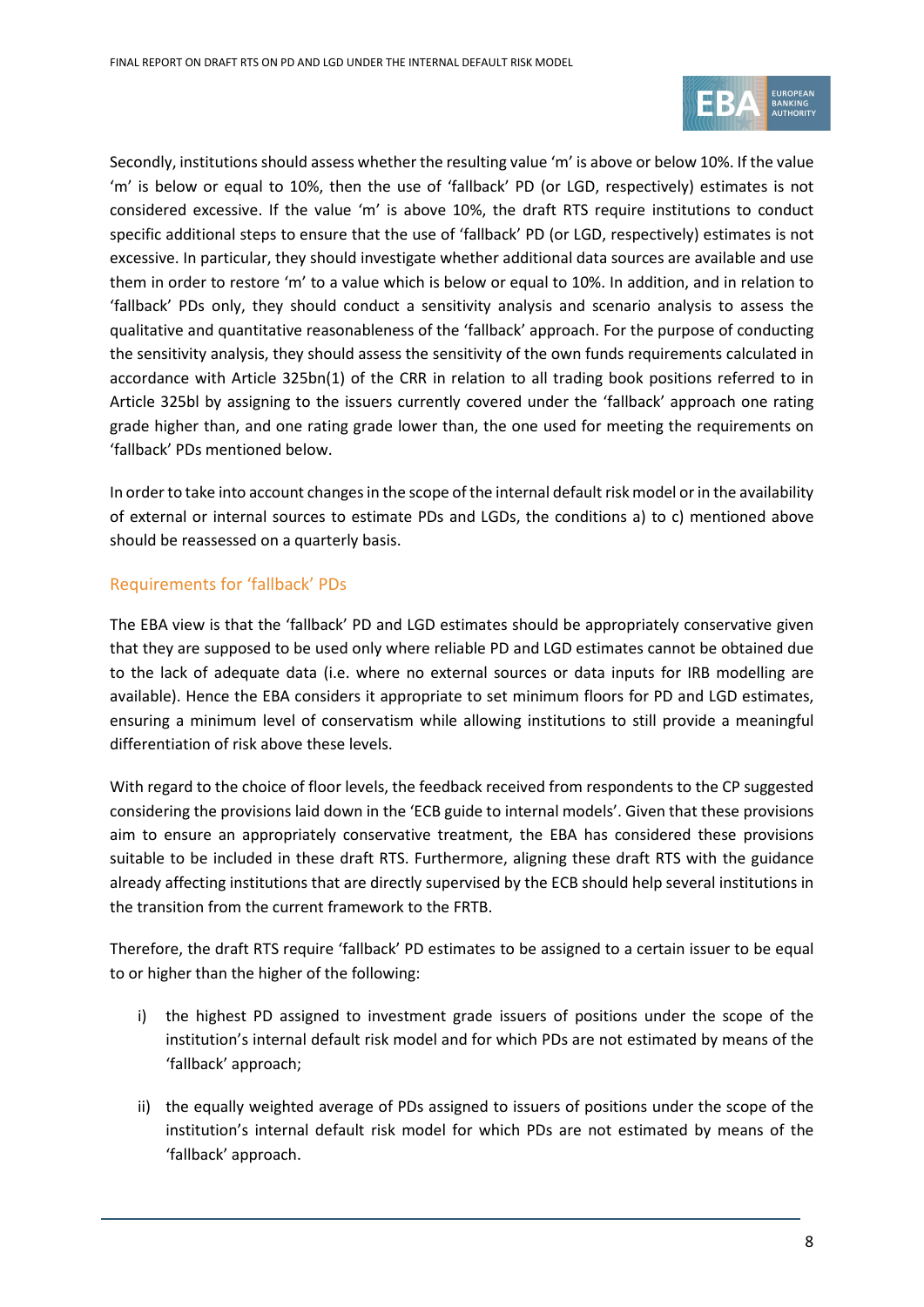Secondly, institutions should assess whether the resulting value 'm' is above or below 10%. If the value 'm' is below or equal to 10%, then the use of 'fallback' PD (or LGD, respectively) estimates is not considered excessive. If the value 'm' is above 10%, the draft RTS require institutions to conduct specific additional steps to ensure that the use of 'fallback' PD (or LGD, respectively) estimates is not excessive. In particular, they should investigate whether additional data sources are available and use them in order to restore 'm' to a value which is below or equal to 10%. In addition, and in relation to 'fallback' PDs only, they should conduct a sensitivity analysis and scenario analysis to assess the qualitative and quantitative reasonableness of the 'fallback' approach. For the purpose of conducting the sensitivity analysis, they should assess the sensitivity of the own funds requirements calculated in accordance with Article 325bn(1) of the CRR in relation to all trading book positions referred to in Article 325bl by assigning to the issuers currently covered under the 'fallback' approach one rating grade higher than, and one rating grade lower than, the one used for meeting the requirements on 'fallback' PDs mentioned below.

In order to take into account changes in the scope of the internal default risk model or in the availability of external or internal sources to estimate PDs and LGDs, the conditions a) to c) mentioned above should be reassessed on a quarterly basis.

## Requirements for 'fallback' PDs

The EBA view is that the 'fallback' PD and LGD estimates should be appropriately conservative given that they are supposed to be used only where reliable PD and LGD estimates cannot be obtained due to the lack of adequate data (i.e. where no external sources or data inputs for IRB modelling are available). Hence the EBA considers it appropriate to set minimum floors for PD and LGD estimates, ensuring a minimum level of conservatism while allowing institutions to still provide a meaningful differentiation of risk above these levels.

With regard to the choice of floor levels, the feedback received from respondents to the CP suggested considering the provisions laid down in the 'ECB guide to internal models'. Given that these provisions aim to ensure an appropriately conservative treatment, the EBA has considered these provisions suitable to be included in these draft RTS. Furthermore, aligning these draft RTS with the guidance already affecting institutions that are directly supervised by the ECB should help several institutions in the transition from the current framework to the FRTB.

Therefore, the draft RTS require 'fallback' PD estimates to be assigned to a certain issuer to be equal to or higher than the higher of the following:

i) the highest PD assigned to investment grade issuers of positions under the scope of the institution's internal default risk model and for which PDs are not estimated by means of the 'fallback' approach;

ii) the equally weighted average of PDs assigned to issuers of positions under the scope of the institution's internal default risk model for which PDs are not estimated by means of the 'fallback' approach.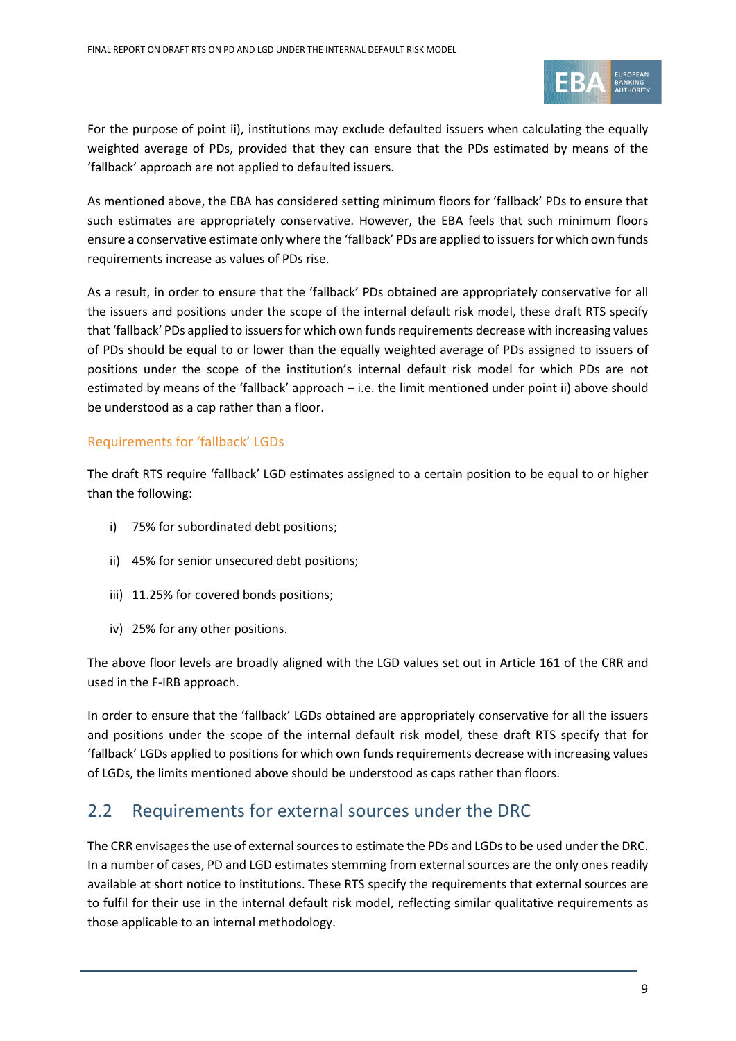For the purpose of point ii), institutions may exclude defaulted issuers when calculating the equally weighted average of PDs, provided that they can ensure that the PDs estimated by means of the 'fallback' approach are not applied to defaulted issuers.

As mentioned above, the EBA has considered setting minimum floors for 'fallback' PDs to ensure that such estimates are appropriately conservative. However, the EBA feels that such minimum floors ensure a conservative estimate only where the 'fallback' PDs are applied to issuers for which own funds requirements increase as values of PDs rise.

As a result, in order to ensure that the 'fallback' PDs obtained are appropriately conservative for all the issuers and positions under the scope of the internal default risk model, these draft RTS specify that 'fallback' PDs applied to issuers for which own funds requirements decrease with increasing values of PDs should be equal to or lower than the equally weighted average of PDs assigned to issuers of positions under the scope of the institution's internal default risk model for which PDs are not estimated by means of the 'fallback' approach – i.e. the limit mentioned under point ii) above should be understood as a cap rather than a floor.

### Requirements for 'fallback' LGDs

The draft RTS require 'fallback' LGD estimates assigned to a certain position to be equal to or higher than the following:

i) 75% for subordinated debt positions;

ii) 45% for senior unsecured debt positions;

iii) 11.25% for covered bonds positions;

iv) 25% for any other positions.

The above floor levels are broadly aligned with the LGD values set out in Article 161 of the CRR and used in the F-IRB approach.

In order to ensure that the 'fallback' LGDs obtained are appropriately conservative for all the issuers and positions under the scope of the internal default risk model, these draft RTS specify that for 'fallback' LGDs applied to positions for which own funds requirements decrease with increasing values of LGDs, the limits mentioned above should be understood as caps rather than floors.

## 2.2 Requirements for external sources under the DRC

The CRR envisages the use of external sources to estimate the PDs and LGDs to be used under the DRC. In a number of cases, PD and LGD estimates stemming from external sources are the only ones readily available at short notice to institutions. These RTS specify the requirements that external sources are to fulfil for their use in the internal default risk model, reflecting similar qualitative requirements as those applicable to an internal methodology.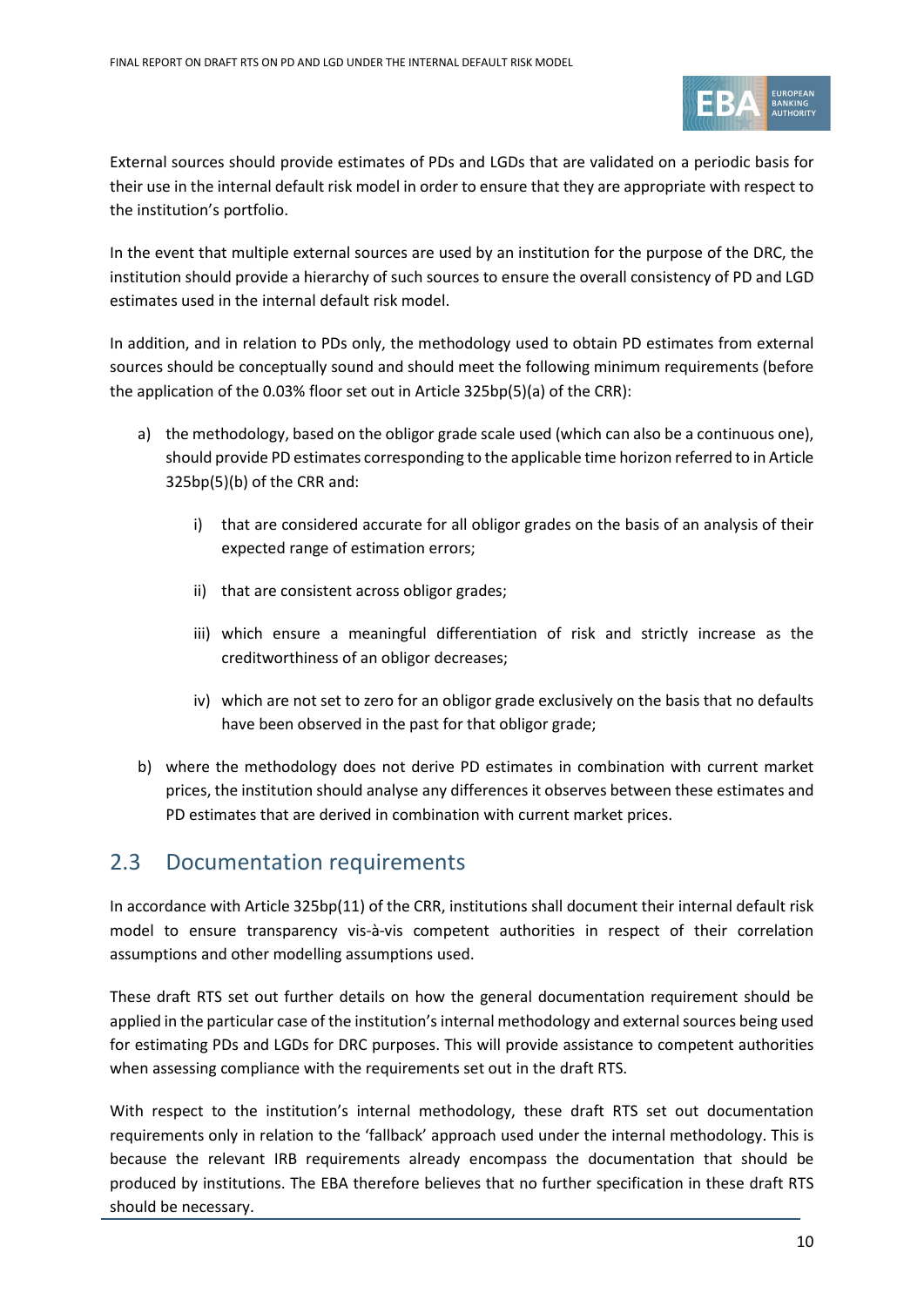External sources should provide estimates of PDs and LGDs that are validated on a periodic basis for their use in the internal default risk model in order to ensure that they are appropriate with respect to the institution's portfolio.

In the event that multiple external sources are used by an institution for the purpose of the DRC, the institution should provide a hierarchy of such sources to ensure the overall consistency of PD and LGD estimates used in the internal default risk model.

In addition, and in relation to PDs only, the methodology used to obtain PD estimates from external sources should be conceptually sound and should meet the following minimum requirements (before the application of the 0.03% floor set out in Article 325bp(5)(a) of the CRR):

a) the methodology, based on the obligor grade scale used (which can also be a continuous one), should provide PD estimates corresponding to the applicable time horizon referred to in Article 325bp(5)(b) of the CRR and:

   i) that are considered accurate for all obligor grades on the basis of an analysis of their expected range of estimation errors;

   ii) that are consistent across obligor grades;

   iii) which ensure a meaningful differentiation of risk and strictly increase as the creditworthiness of an obligor decreases;

   iv) which are not set to zero for an obligor grade exclusively on the basis that no defaults have been observed in the past for that obligor grade;

b) where the methodology does not derive PD estimates in combination with current market prices, the institution should analyse any differences it observes between these estimates and PD estimates that are derived in combination with current market prices.

## 2.3 Documentation requirements

In accordance with Article 325bp(11) of the CRR, institutions shall document their internal default risk model to ensure transparency vis-à-vis competent authorities in respect of their correlation assumptions and other modelling assumptions used.

These draft RTS set out further details on how the general documentation requirement should be applied in the particular case of the institution's internal methodology and external sources being used for estimating PDs and LGDs for DRC purposes. This will provide assistance to competent authorities when assessing compliance with the requirements set out in the draft RTS.

With respect to the institution's internal methodology, these draft RTS set out documentation requirements only in relation to the 'fallback' approach used under the internal methodology. This is because the relevant IRB requirements already encompass the documentation that should be produced by institutions. The EBA therefore believes that no further specification in these draft RTS should be necessary.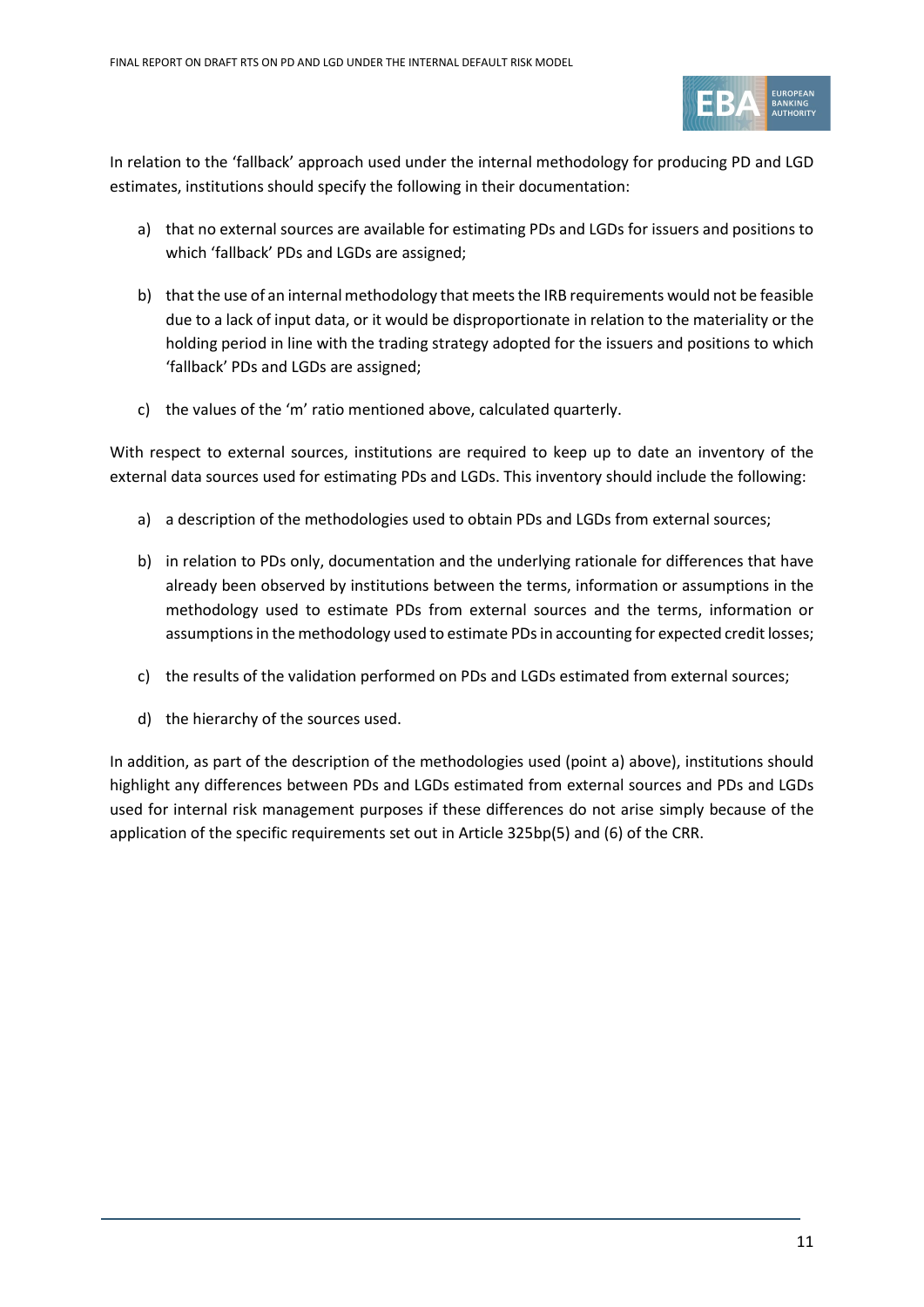In relation to the 'fallback' approach used under the internal methodology for producing PD and LGD estimates, institutions should specify the following in their documentation:

a) that no external sources are available for estimating PDs and LGDs for issuers and positions to which 'fallback' PDs and LGDs are assigned;

b) that the use of an internal methodology that meets the IRB requirements would not be feasible due to a lack of input data, or it would be disproportionate in relation to the materiality or the holding period in line with the trading strategy adopted for the issuers and positions to which 'fallback' PDs and LGDs are assigned;

c) the values of the 'm' ratio mentioned above, calculated quarterly.

With respect to external sources, institutions are required to keep up to date an inventory of the external data sources used for estimating PDs and LGDs. This inventory should include the following:

a) a description of the methodologies used to obtain PDs and LGDs from external sources;

b) in relation to PDs only, documentation and the underlying rationale for differences that have already been observed by institutions between the terms, information or assumptions in the methodology used to estimate PDs from external sources and the terms, information or assumptions in the methodology used to estimate PDs in accounting for expected credit losses;

c) the results of the validation performed on PDs and LGDs estimated from external sources;

d) the hierarchy of the sources used.

In addition, as part of the description of the methodologies used (point a) above), institutions should highlight any differences between PDs and LGDs estimated from external sources and PDs and LGDs used for internal risk management purposes if these differences do not arise simply because of the application of the specific requirements set out in Article 325bp(5) and (6) of the CRR.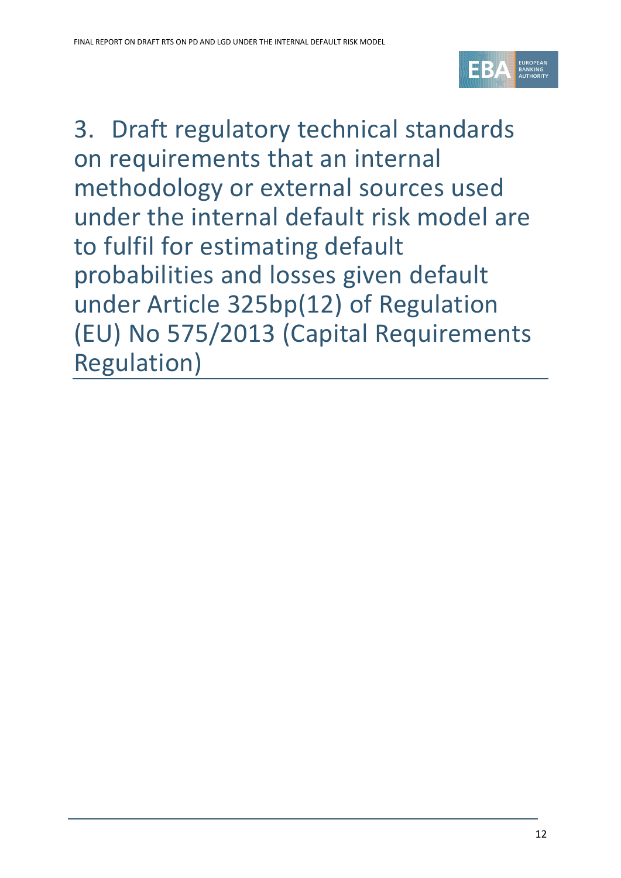# 3. Draft regulatory technical standards on requirements that an internal methodology or external sources used under the internal default risk model are to fulfil for estimating default probabilities and losses given default under Article 325bp(12) of Regulation (EU) No 575/2013 (Capital Requirements Regulation)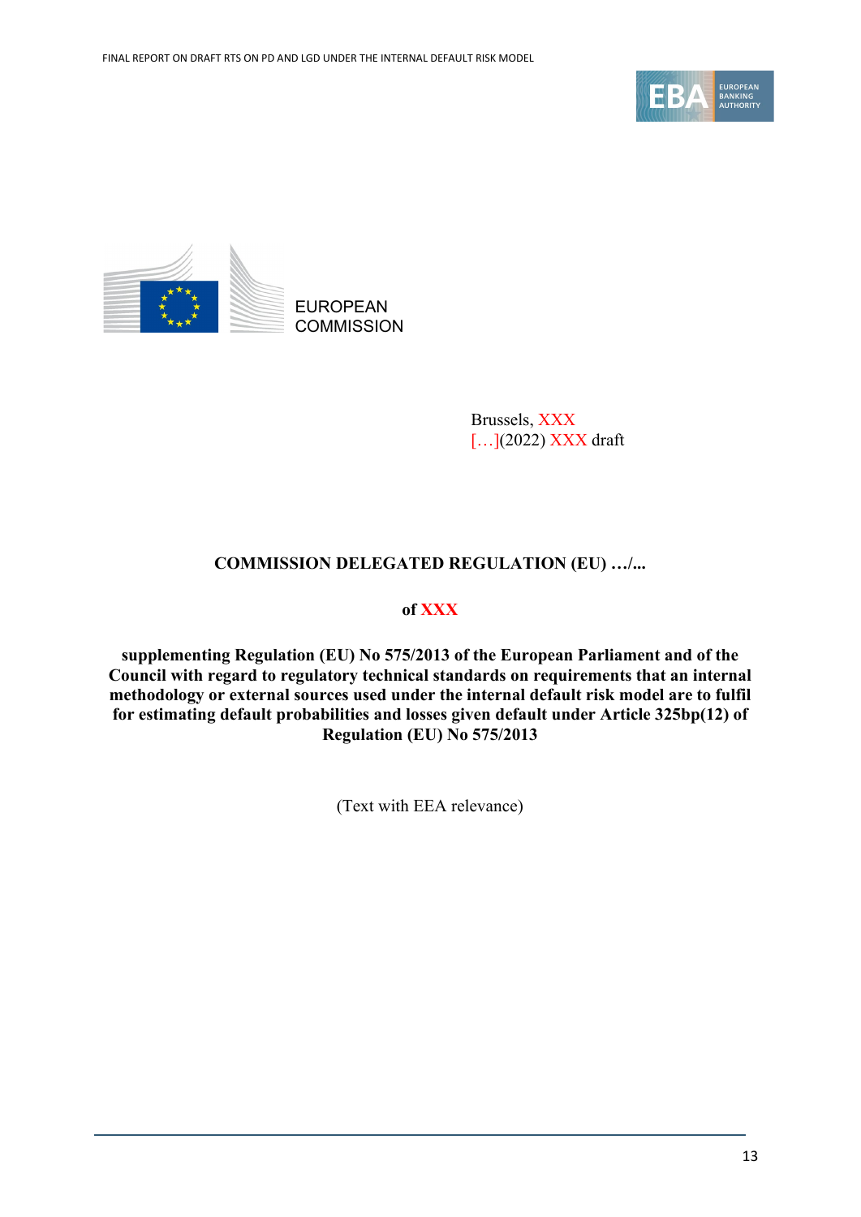EUROPEAN COMMISSION

Brussels, XXX
[…](2022) XXX draft

**COMMISSION DELEGATED REGULATION (EU) …/...**

**of XXX**

**supplementing Regulation (EU) No 575/2013 of the European Parliament and of the Council with regard to regulatory technical standards on requirements that an internal methodology or external sources used under the internal default risk model are to fulfil for estimating default probabilities and losses given default under Article 325bp(12) of Regulation (EU) No 575/2013**

(Text with EEA relevance)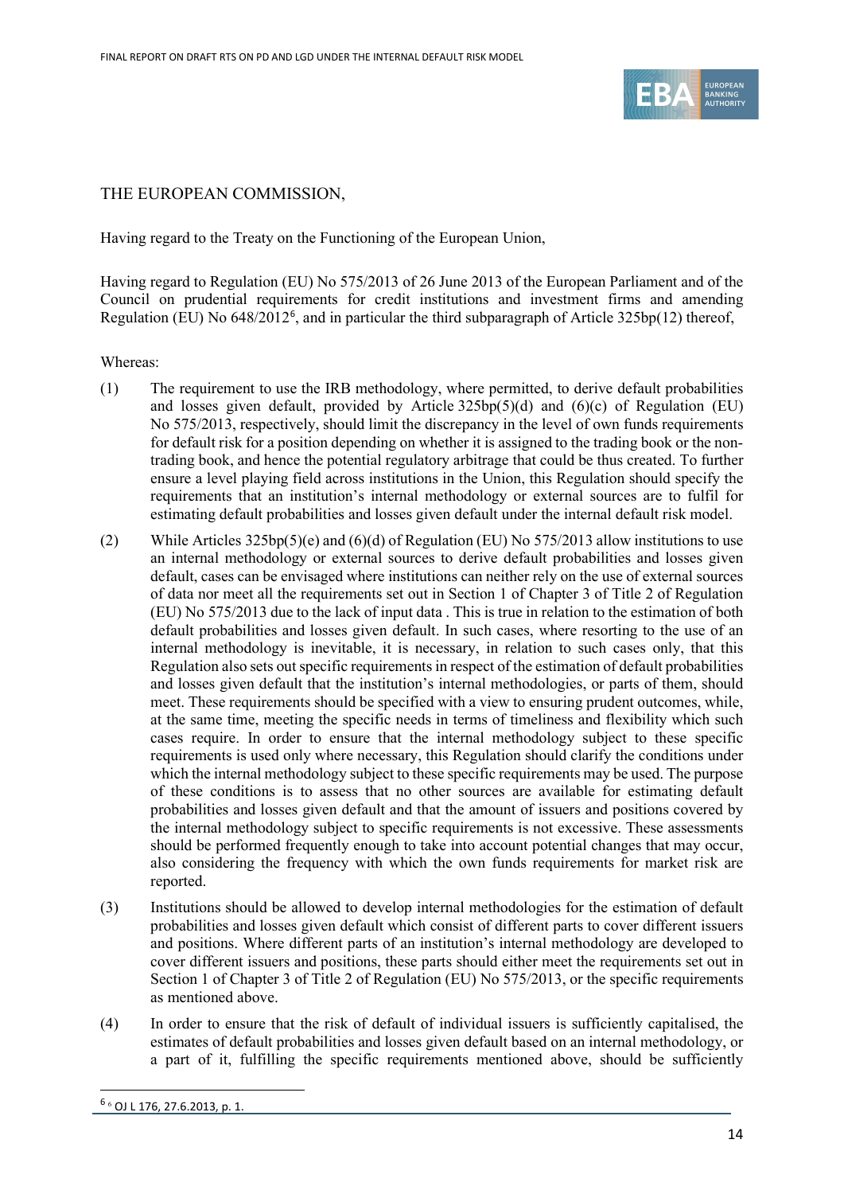THE EUROPEAN COMMISSION,

Having regard to the Treaty on the Functioning of the European Union,

Having regard to Regulation (EU) No 575/2013 of 26 June 2013 of the European Parliament and of the Council on prudential requirements for credit institutions and investment firms and amending Regulation (EU) No 648/2012[6], and in particular the third subparagraph of Article 325bp(12) thereof,

Whereas:

(1) The requirement to use the IRB methodology, where permitted, to derive default probabilities and losses given default, provided by Article 325bp(5)(d) and (6)(c) of Regulation (EU) No 575/2013, respectively, should limit the discrepancy in the level of own funds requirements for default risk for a position depending on whether it is assigned to the trading book or the non-trading book, and hence the potential regulatory arbitrage that could be thus created. To further ensure a level playing field across institutions in the Union, this Regulation should specify the requirements that an institution's internal methodology or external sources are to fulfil for estimating default probabilities and losses given default under the internal default risk model.

(2) While Articles 325bp(5)(e) and (6)(d) of Regulation (EU) No 575/2013 allow institutions to use an internal methodology or external sources to derive default probabilities and losses given default, cases can be envisaged where institutions can neither rely on the use of external sources of data nor meet all the requirements set out in Section 1 of Chapter 3 of Title 2 of Regulation (EU) No 575/2013 due to the lack of input data . This is true in relation to the estimation of both default probabilities and losses given default. In such cases, where resorting to the use of an internal methodology is inevitable, it is necessary, in relation to such cases only, that this Regulation also sets out specific requirements in respect of the estimation of default probabilities and losses given default that the institution's internal methodologies, or parts of them, should meet. These requirements should be specified with a view to ensuring prudent outcomes, while, at the same time, meeting the specific needs in terms of timeliness and flexibility which such cases require. In order to ensure that the internal methodology subject to these specific requirements is used only where necessary, this Regulation should clarify the conditions under which the internal methodology subject to these specific requirements may be used. The purpose of these conditions is to assess that no other sources are available for estimating default probabilities and losses given default and that the amount of issuers and positions covered by the internal methodology subject to specific requirements is not excessive. These assessments should be performed frequently enough to take into account potential changes that may occur, also considering the frequency with which the own funds requirements for market risk are reported.

(3) Institutions should be allowed to develop internal methodologies for the estimation of default probabilities and losses given default which consist of different parts to cover different issuers and positions. Where different parts of an institution's internal methodology are developed to cover different issuers and positions, these parts should either meet the requirements set out in Section 1 of Chapter 3 of Title 2 of Regulation (EU) No 575/2013, or the specific requirements as mentioned above.

(4) In order to ensure that the risk of default of individual issuers is sufficiently capitalised, the estimates of default probabilities and losses given default based on an internal methodology, or a part of it, fulfilling the specific requirements mentioned above, should be sufficiently

[6] OJ L 176, 27.6.2013, p. 1.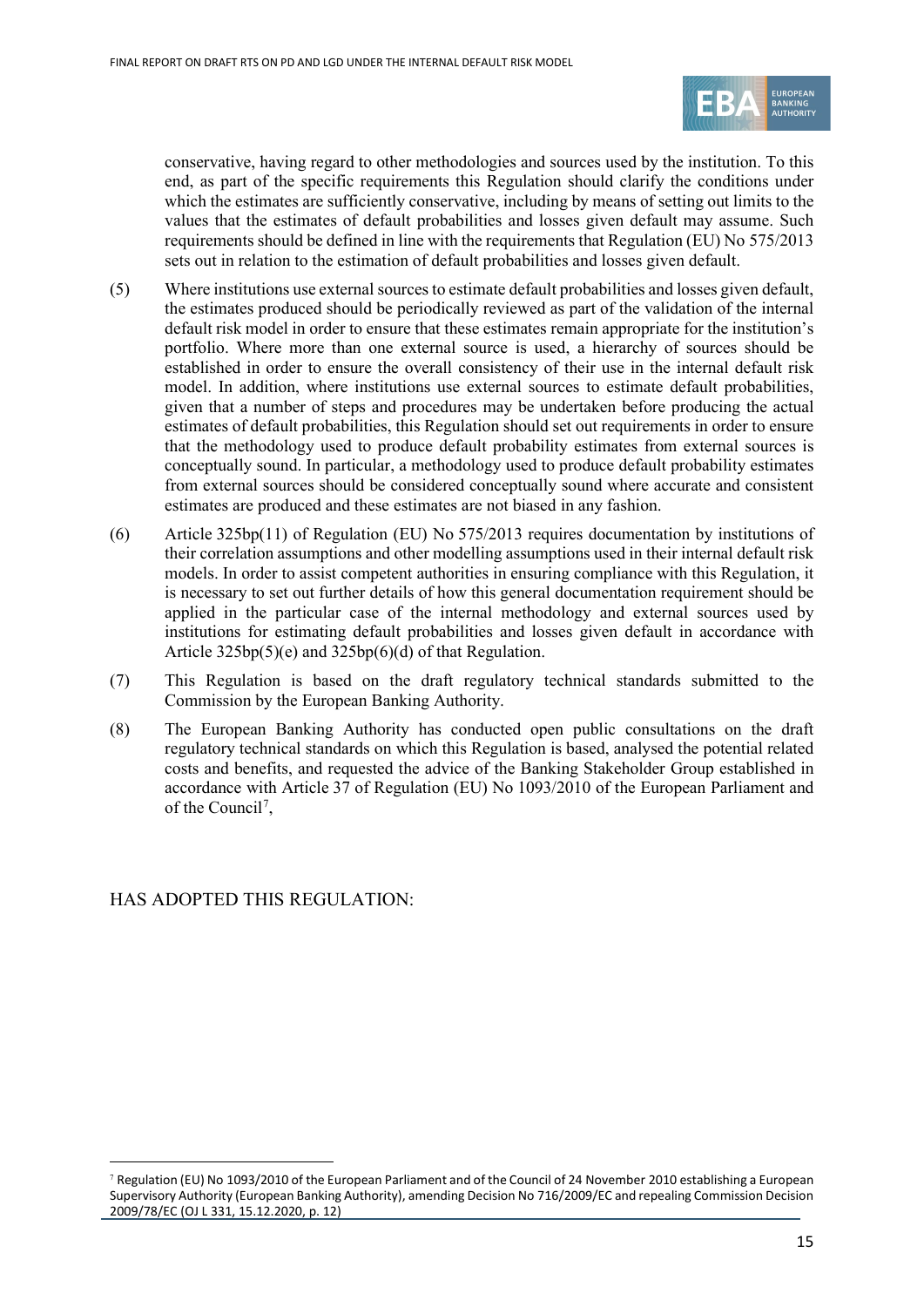conservative, having regard to other methodologies and sources used by the institution. To this end, as part of the specific requirements this Regulation should clarify the conditions under which the estimates are sufficiently conservative, including by means of setting out limits to the values that the estimates of default probabilities and losses given default may assume. Such requirements should be defined in line with the requirements that Regulation (EU) No 575/2013 sets out in relation to the estimation of default probabilities and losses given default.

(5) Where institutions use external sources to estimate default probabilities and losses given default, the estimates produced should be periodically reviewed as part of the validation of the internal default risk model in order to ensure that these estimates remain appropriate for the institution's portfolio. Where more than one external source is used, a hierarchy of sources should be established in order to ensure the overall consistency of their use in the internal default risk model. In addition, where institutions use external sources to estimate default probabilities, given that a number of steps and procedures may be undertaken before producing the actual estimates of default probabilities, this Regulation should set out requirements in order to ensure that the methodology used to produce default probability estimates from external sources is conceptually sound. In particular, a methodology used to produce default probability estimates from external sources should be considered conceptually sound where accurate and consistent estimates are produced and these estimates are not biased in any fashion.

(6) Article 325bp(11) of Regulation (EU) No 575/2013 requires documentation by institutions of their correlation assumptions and other modelling assumptions used in their internal default risk models. In order to assist competent authorities in ensuring compliance with this Regulation, it is necessary to set out further details of how this general documentation requirement should be applied in the particular case of the internal methodology and external sources used by institutions for estimating default probabilities and losses given default in accordance with Article 325bp(5)(e) and 325bp(6)(d) of that Regulation.

(7) This Regulation is based on the draft regulatory technical standards submitted to the Commission by the European Banking Authority.

(8) The European Banking Authority has conducted open public consultations on the draft regulatory technical standards on which this Regulation is based, analysed the potential related costs and benefits, and requested the advice of the Banking Stakeholder Group established in accordance with Article 37 of Regulation (EU) No 1093/2010 of the European Parliament and of the Council[7],

HAS ADOPTED THIS REGULATION:

[7] Regulation (EU) No 1093/2010 of the European Parliament and of the Council of 24 November 2010 establishing a European Supervisory Authority (European Banking Authority), amending Decision No 716/2009/EC and repealing Commission Decision 2009/78/EC (OJ L 331, 15.12.2020, p. 12)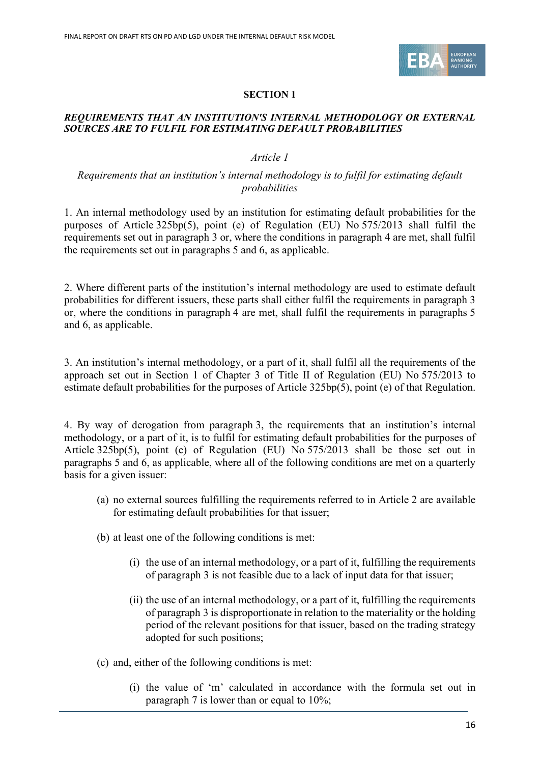**SECTION 1**

***REQUIREMENTS THAT AN INSTITUTION'S INTERNAL METHODOLOGY OR EXTERNAL SOURCES ARE TO FULFIL FOR ESTIMATING DEFAULT PROBABILITIES***

*Article 1*

*Requirements that an institution's internal methodology is to fulfil for estimating default probabilities*

1. An internal methodology used by an institution for estimating default probabilities for the purposes of Article 325bp(5), point (e) of Regulation (EU) No 575/2013 shall fulfil the requirements set out in paragraph 3 or, where the conditions in paragraph 4 are met, shall fulfil the requirements set out in paragraphs 5 and 6, as applicable.

2. Where different parts of the institution's internal methodology are used to estimate default probabilities for different issuers, these parts shall either fulfil the requirements in paragraph 3 or, where the conditions in paragraph 4 are met, shall fulfil the requirements in paragraphs 5 and 6, as applicable.

3. An institution's internal methodology, or a part of it, shall fulfil all the requirements of the approach set out in Section 1 of Chapter 3 of Title II of Regulation (EU) No 575/2013 to estimate default probabilities for the purposes of Article 325bp(5), point (e) of that Regulation.

4. By way of derogation from paragraph 3, the requirements that an institution's internal methodology, or a part of it, is to fulfil for estimating default probabilities for the purposes of Article 325bp(5), point (e) of Regulation (EU) No 575/2013 shall be those set out in paragraphs 5 and 6, as applicable, where all of the following conditions are met on a quarterly basis for a given issuer:

(a) no external sources fulfilling the requirements referred to in Article 2 are available for estimating default probabilities for that issuer;

(b) at least one of the following conditions is met:

  (i) the use of an internal methodology, or a part of it, fulfilling the requirements of paragraph 3 is not feasible due to a lack of input data for that issuer;

  (ii) the use of an internal methodology, or a part of it, fulfilling the requirements of paragraph 3 is disproportionate in relation to the materiality or the holding period of the relevant positions for that issuer, based on the trading strategy adopted for such positions;

(c) and, either of the following conditions is met:

  (i) the value of 'm' calculated in accordance with the formula set out in paragraph 7 is lower than or equal to 10%;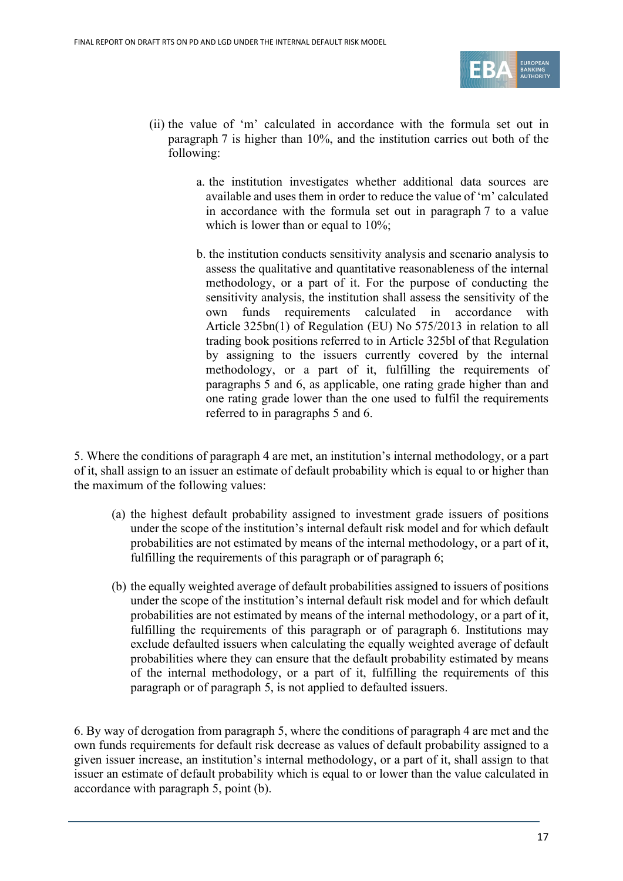(ii) the value of 'm' calculated in accordance with the formula set out in paragraph 7 is higher than 10%, and the institution carries out both of the following:

a. the institution investigates whether additional data sources are available and uses them in order to reduce the value of 'm' calculated in accordance with the formula set out in paragraph 7 to a value which is lower than or equal to 10%;

b. the institution conducts sensitivity analysis and scenario analysis to assess the qualitative and quantitative reasonableness of the internal methodology, or a part of it. For the purpose of conducting the sensitivity analysis, the institution shall assess the sensitivity of the own funds requirements calculated in accordance with Article 325bn(1) of Regulation (EU) No 575/2013 in relation to all trading book positions referred to in Article 325bl of that Regulation by assigning to the issuers currently covered by the internal methodology, or a part of it, fulfilling the requirements of paragraphs 5 and 6, as applicable, one rating grade higher than and one rating grade lower than the one used to fulfil the requirements referred to in paragraphs 5 and 6.

5. Where the conditions of paragraph 4 are met, an institution's internal methodology, or a part of it, shall assign to an issuer an estimate of default probability which is equal to or higher than the maximum of the following values:

(a) the highest default probability assigned to investment grade issuers of positions under the scope of the institution's internal default risk model and for which default probabilities are not estimated by means of the internal methodology, or a part of it, fulfilling the requirements of this paragraph or of paragraph 6;

(b) the equally weighted average of default probabilities assigned to issuers of positions under the scope of the institution's internal default risk model and for which default probabilities are not estimated by means of the internal methodology, or a part of it, fulfilling the requirements of this paragraph or of paragraph 6. Institutions may exclude defaulted issuers when calculating the equally weighted average of default probabilities where they can ensure that the default probability estimated by means of the internal methodology, or a part of it, fulfilling the requirements of this paragraph or of paragraph 5, is not applied to defaulted issuers.

6. By way of derogation from paragraph 5, where the conditions of paragraph 4 are met and the own funds requirements for default risk decrease as values of default probability assigned to a given issuer increase, an institution's internal methodology, or a part of it, shall assign to that issuer an estimate of default probability which is equal to or lower than the value calculated in accordance with paragraph 5, point (b).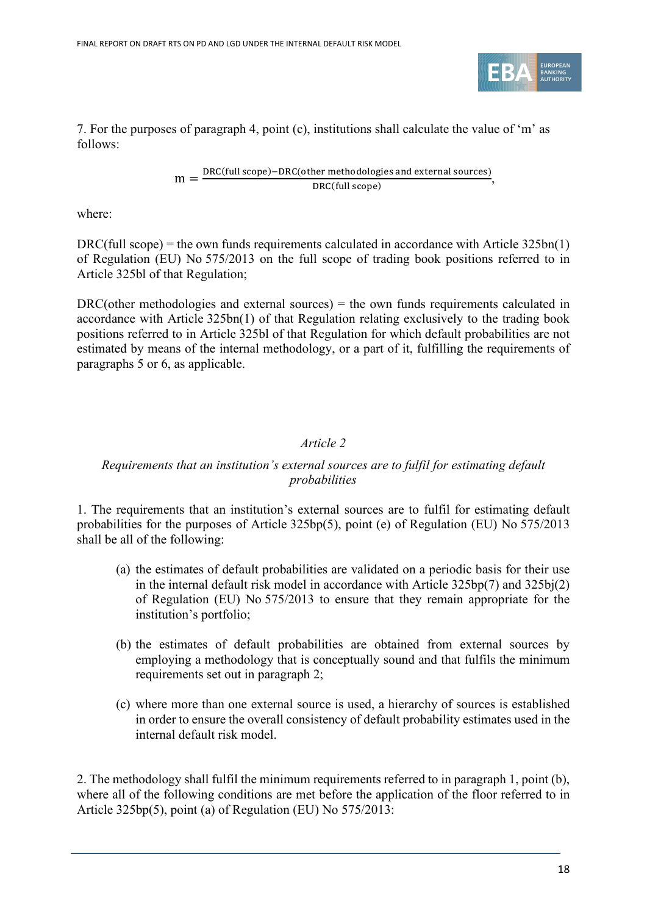7. For the purposes of paragraph 4, point (c), institutions shall calculate the value of 'm' as follows:

$$\mathrm{m} = \frac{\mathrm{DRC(full\ scope)} - \mathrm{DRC(other\ methodologies\ and\ external\ sources)}}{\mathrm{DRC(full\ scope)}},$$

where:

DRC(full scope) = the own funds requirements calculated in accordance with Article 325bn(1) of Regulation (EU) No 575/2013 on the full scope of trading book positions referred to in Article 325bl of that Regulation;

DRC(other methodologies and external sources) = the own funds requirements calculated in accordance with Article 325bn(1) of that Regulation relating exclusively to the trading book positions referred to in Article 325bl of that Regulation for which default probabilities are not estimated by means of the internal methodology, or a part of it, fulfilling the requirements of paragraphs 5 or 6, as applicable.

*Article 2*

*Requirements that an institution's external sources are to fulfil for estimating default probabilities*

1. The requirements that an institution's external sources are to fulfil for estimating default probabilities for the purposes of Article 325bp(5), point (e) of Regulation (EU) No 575/2013 shall be all of the following:

(a) the estimates of default probabilities are validated on a periodic basis for their use in the internal default risk model in accordance with Article 325bp(7) and 325bj(2) of Regulation (EU) No 575/2013 to ensure that they remain appropriate for the institution's portfolio;

(b) the estimates of default probabilities are obtained from external sources by employing a methodology that is conceptually sound and that fulfils the minimum requirements set out in paragraph 2;

(c) where more than one external source is used, a hierarchy of sources is established in order to ensure the overall consistency of default probability estimates used in the internal default risk model.

2. The methodology shall fulfil the minimum requirements referred to in paragraph 1, point (b), where all of the following conditions are met before the application of the floor referred to in Article 325bp(5), point (a) of Regulation (EU) No 575/2013: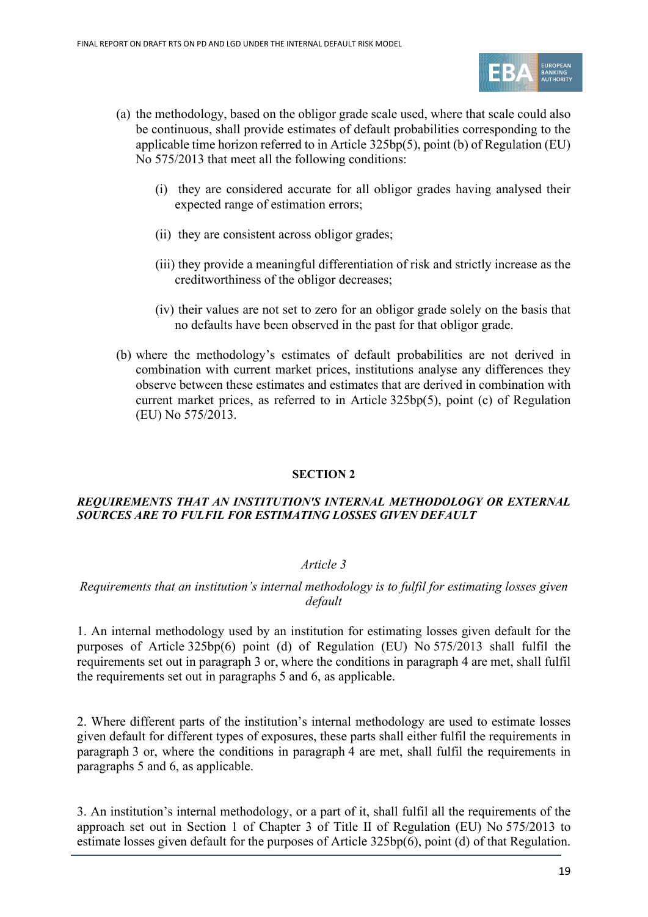(a) the methodology, based on the obligor grade scale used, where that scale could also be continuous, shall provide estimates of default probabilities corresponding to the applicable time horizon referred to in Article 325bp(5), point (b) of Regulation (EU) No 575/2013 that meet all the following conditions:

   (i) they are considered accurate for all obligor grades having analysed their expected range of estimation errors;

   (ii) they are consistent across obligor grades;

   (iii) they provide a meaningful differentiation of risk and strictly increase as the creditworthiness of the obligor decreases;

   (iv) their values are not set to zero for an obligor grade solely on the basis that no defaults have been observed in the past for that obligor grade.

(b) where the methodology's estimates of default probabilities are not derived in combination with current market prices, institutions analyse any differences they observe between these estimates and estimates that are derived in combination with current market prices, as referred to in Article 325bp(5), point (c) of Regulation (EU) No 575/2013.

**SECTION 2**

***REQUIREMENTS THAT AN INSTITUTION'S INTERNAL METHODOLOGY OR EXTERNAL SOURCES ARE TO FULFIL FOR ESTIMATING LOSSES GIVEN DEFAULT***

*Article 3*

*Requirements that an institution's internal methodology is to fulfil for estimating losses given default*

1. An internal methodology used by an institution for estimating losses given default for the purposes of Article 325bp(6) point (d) of Regulation (EU) No 575/2013 shall fulfil the requirements set out in paragraph 3 or, where the conditions in paragraph 4 are met, shall fulfil the requirements set out in paragraphs 5 and 6, as applicable.

2. Where different parts of the institution's internal methodology are used to estimate losses given default for different types of exposures, these parts shall either fulfil the requirements in paragraph 3 or, where the conditions in paragraph 4 are met, shall fulfil the requirements in paragraphs 5 and 6, as applicable.

3. An institution's internal methodology, or a part of it, shall fulfil all the requirements of the approach set out in Section 1 of Chapter 3 of Title II of Regulation (EU) No 575/2013 to estimate losses given default for the purposes of Article 325bp(6), point (d) of that Regulation.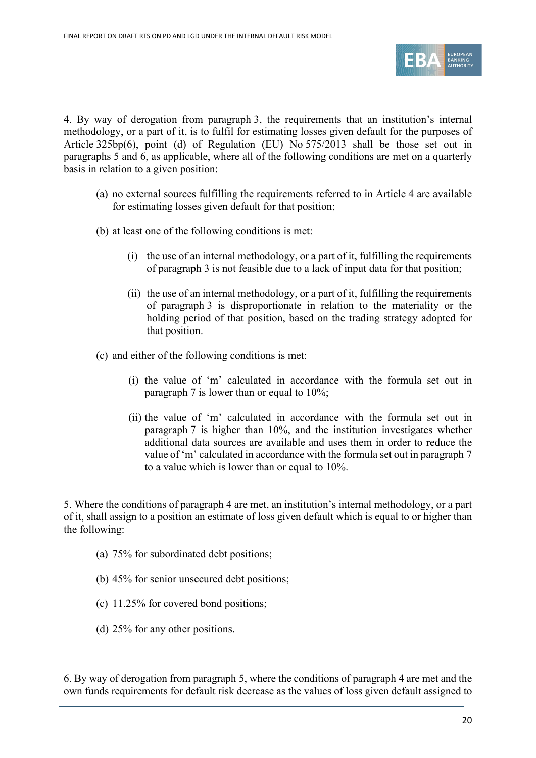4. By way of derogation from paragraph 3, the requirements that an institution's internal methodology, or a part of it, is to fulfil for estimating losses given default for the purposes of Article 325bp(6), point (d) of Regulation (EU) No 575/2013 shall be those set out in paragraphs 5 and 6, as applicable, where all of the following conditions are met on a quarterly basis in relation to a given position:

(a) no external sources fulfilling the requirements referred to in Article 4 are available for estimating losses given default for that position;

(b) at least one of the following conditions is met:

(i) the use of an internal methodology, or a part of it, fulfilling the requirements of paragraph 3 is not feasible due to a lack of input data for that position;

(ii) the use of an internal methodology, or a part of it, fulfilling the requirements of paragraph 3 is disproportionate in relation to the materiality or the holding period of that position, based on the trading strategy adopted for that position.

(c) and either of the following conditions is met:

(i) the value of 'm' calculated in accordance with the formula set out in paragraph 7 is lower than or equal to 10%;

(ii) the value of 'm' calculated in accordance with the formula set out in paragraph 7 is higher than 10%, and the institution investigates whether additional data sources are available and uses them in order to reduce the value of 'm' calculated in accordance with the formula set out in paragraph 7 to a value which is lower than or equal to 10%.

5. Where the conditions of paragraph 4 are met, an institution's internal methodology, or a part of it, shall assign to a position an estimate of loss given default which is equal to or higher than the following:

(a) 75% for subordinated debt positions;

(b) 45% for senior unsecured debt positions;

(c) 11.25% for covered bond positions;

(d) 25% for any other positions.

6. By way of derogation from paragraph 5, where the conditions of paragraph 4 are met and the own funds requirements for default risk decrease as the values of loss given default assigned to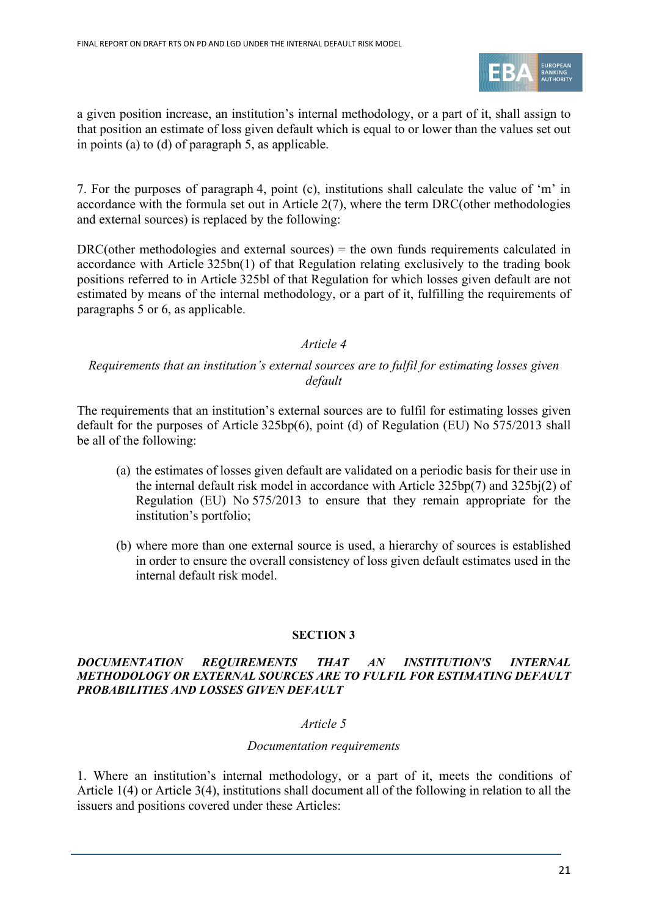a given position increase, an institution's internal methodology, or a part of it, shall assign to that position an estimate of loss given default which is equal to or lower than the values set out in points (a) to (d) of paragraph 5, as applicable.

7. For the purposes of paragraph 4, point (c), institutions shall calculate the value of 'm' in accordance with the formula set out in Article 2(7), where the term DRC(other methodologies and external sources) is replaced by the following:

DRC(other methodologies and external sources) = the own funds requirements calculated in accordance with Article 325bn(1) of that Regulation relating exclusively to the trading book positions referred to in Article 325bl of that Regulation for which losses given default are not estimated by means of the internal methodology, or a part of it, fulfilling the requirements of paragraphs 5 or 6, as applicable.

*Article 4*

*Requirements that an institution's external sources are to fulfil for estimating losses given default*

The requirements that an institution's external sources are to fulfil for estimating losses given default for the purposes of Article 325bp(6), point (d) of Regulation (EU) No 575/2013 shall be all of the following:

(a) the estimates of losses given default are validated on a periodic basis for their use in the internal default risk model in accordance with Article 325bp(7) and 325bj(2) of Regulation (EU) No 575/2013 to ensure that they remain appropriate for the institution's portfolio;

(b) where more than one external source is used, a hierarchy of sources is established in order to ensure the overall consistency of loss given default estimates used in the internal default risk model.

**SECTION 3**

***DOCUMENTATION REQUIREMENTS THAT AN INSTITUTION'S INTERNAL METHODOLOGY OR EXTERNAL SOURCES ARE TO FULFIL FOR ESTIMATING DEFAULT PROBABILITIES AND LOSSES GIVEN DEFAULT***

*Article 5*

*Documentation requirements*

1. Where an institution's internal methodology, or a part of it, meets the conditions of Article 1(4) or Article 3(4), institutions shall document all of the following in relation to all the issuers and positions covered under these Articles: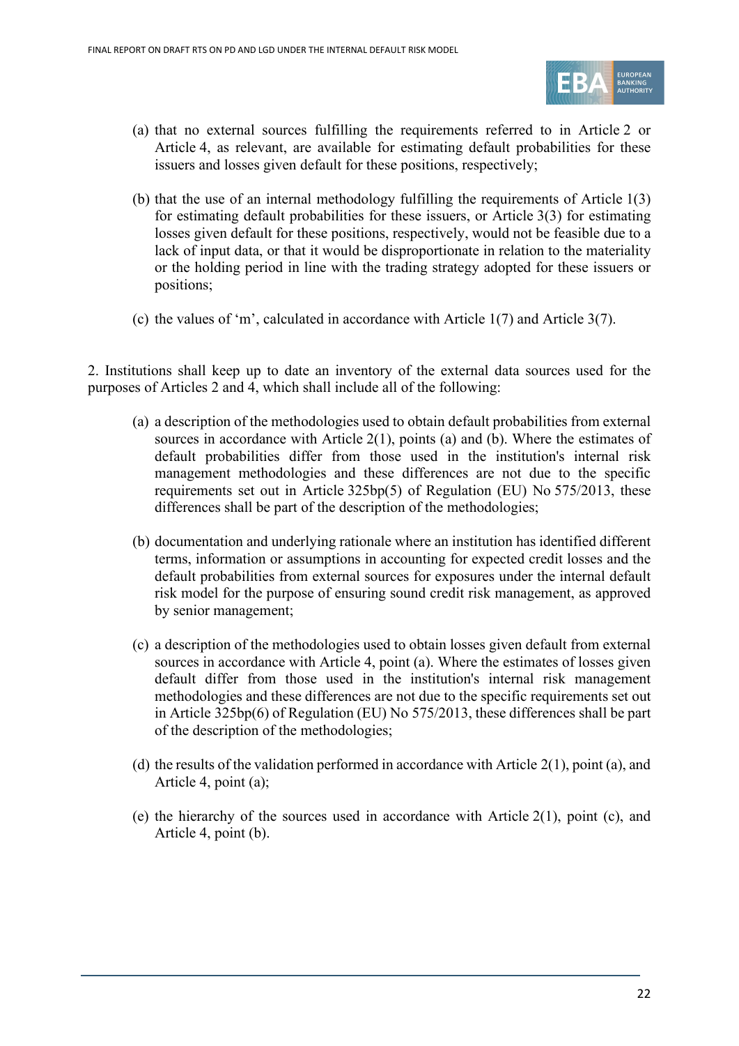(a) that no external sources fulfilling the requirements referred to in Article 2 or Article 4, as relevant, are available for estimating default probabilities for these issuers and losses given default for these positions, respectively;

(b) that the use of an internal methodology fulfilling the requirements of Article 1(3) for estimating default probabilities for these issuers, or Article 3(3) for estimating losses given default for these positions, respectively, would not be feasible due to a lack of input data, or that it would be disproportionate in relation to the materiality or the holding period in line with the trading strategy adopted for these issuers or positions;

(c) the values of 'm', calculated in accordance with Article 1(7) and Article 3(7).

2. Institutions shall keep up to date an inventory of the external data sources used for the purposes of Articles 2 and 4, which shall include all of the following:

(a) a description of the methodologies used to obtain default probabilities from external sources in accordance with Article 2(1), points (a) and (b). Where the estimates of default probabilities differ from those used in the institution's internal risk management methodologies and these differences are not due to the specific requirements set out in Article 325bp(5) of Regulation (EU) No 575/2013, these differences shall be part of the description of the methodologies;

(b) documentation and underlying rationale where an institution has identified different terms, information or assumptions in accounting for expected credit losses and the default probabilities from external sources for exposures under the internal default risk model for the purpose of ensuring sound credit risk management, as approved by senior management;

(c) a description of the methodologies used to obtain losses given default from external sources in accordance with Article 4, point (a). Where the estimates of losses given default differ from those used in the institution's internal risk management methodologies and these differences are not due to the specific requirements set out in Article 325bp(6) of Regulation (EU) No 575/2013, these differences shall be part of the description of the methodologies;

(d) the results of the validation performed in accordance with Article 2(1), point (a), and Article 4, point (a);

(e) the hierarchy of the sources used in accordance with Article 2(1), point (c), and Article 4, point (b).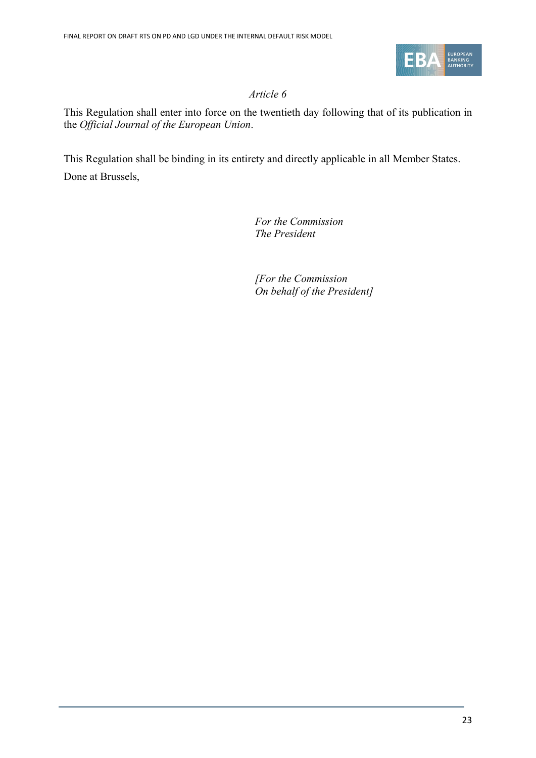*Article 6*

This Regulation shall enter into force on the twentieth day following that of its publication in the *Official Journal of the European Union*.

This Regulation shall be binding in its entirety and directly applicable in all Member States.

Done at Brussels,

*For the Commission*
*The President*

*[For the Commission*
*On behalf of the President]*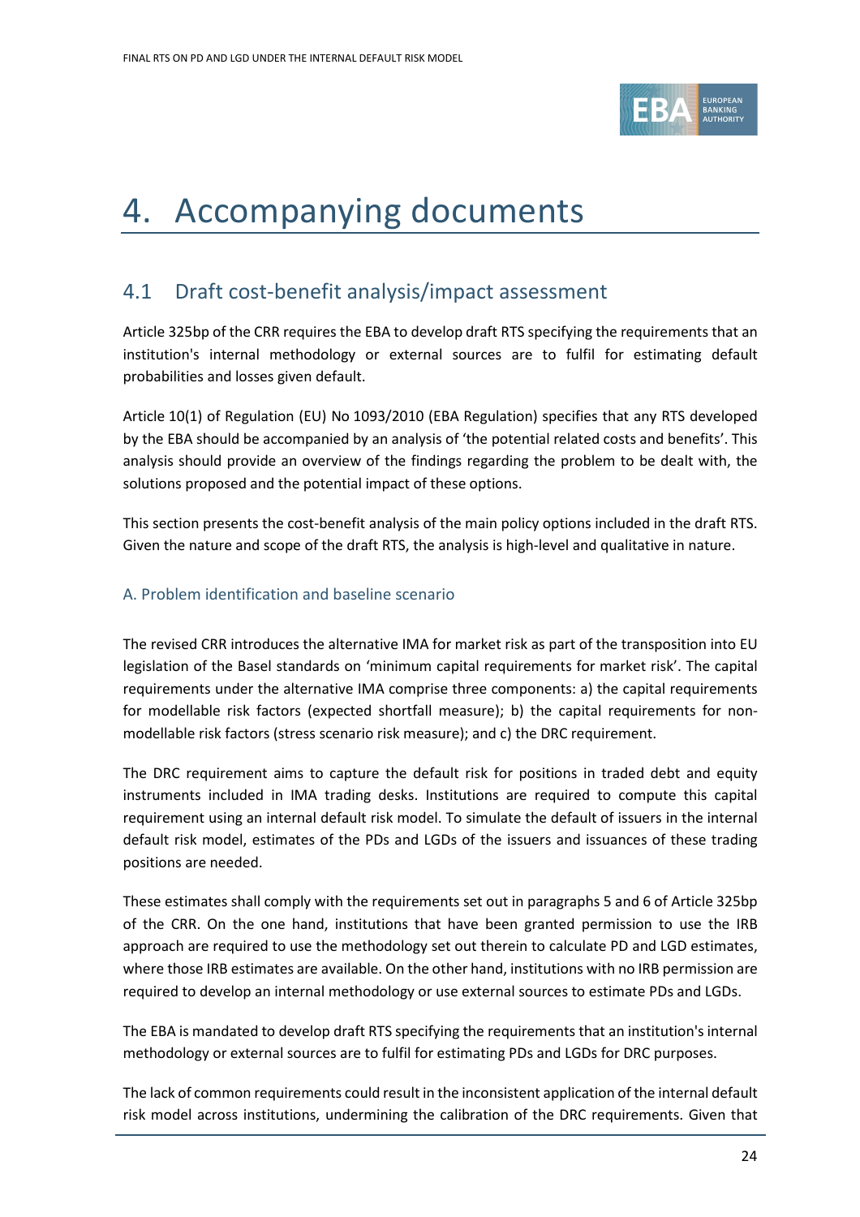# 4. Accompanying documents

## 4.1 Draft cost-benefit analysis/impact assessment

Article 325bp of the CRR requires the EBA to develop draft RTS specifying the requirements that an institution's internal methodology or external sources are to fulfil for estimating default probabilities and losses given default.

Article 10(1) of Regulation (EU) No 1093/2010 (EBA Regulation) specifies that any RTS developed by the EBA should be accompanied by an analysis of 'the potential related costs and benefits'. This analysis should provide an overview of the findings regarding the problem to be dealt with, the solutions proposed and the potential impact of these options.

This section presents the cost-benefit analysis of the main policy options included in the draft RTS. Given the nature and scope of the draft RTS, the analysis is high-level and qualitative in nature.

### A. Problem identification and baseline scenario

The revised CRR introduces the alternative IMA for market risk as part of the transposition into EU legislation of the Basel standards on 'minimum capital requirements for market risk'. The capital requirements under the alternative IMA comprise three components: a) the capital requirements for modellable risk factors (expected shortfall measure); b) the capital requirements for non-modellable risk factors (stress scenario risk measure); and c) the DRC requirement.

The DRC requirement aims to capture the default risk for positions in traded debt and equity instruments included in IMA trading desks. Institutions are required to compute this capital requirement using an internal default risk model. To simulate the default of issuers in the internal default risk model, estimates of the PDs and LGDs of the issuers and issuances of these trading positions are needed.

These estimates shall comply with the requirements set out in paragraphs 5 and 6 of Article 325bp of the CRR. On the one hand, institutions that have been granted permission to use the IRB approach are required to use the methodology set out therein to calculate PD and LGD estimates, where those IRB estimates are available. On the other hand, institutions with no IRB permission are required to develop an internal methodology or use external sources to estimate PDs and LGDs.

The EBA is mandated to develop draft RTS specifying the requirements that an institution's internal methodology or external sources are to fulfil for estimating PDs and LGDs for DRC purposes.

The lack of common requirements could result in the inconsistent application of the internal default risk model across institutions, undermining the calibration of the DRC requirements. Given that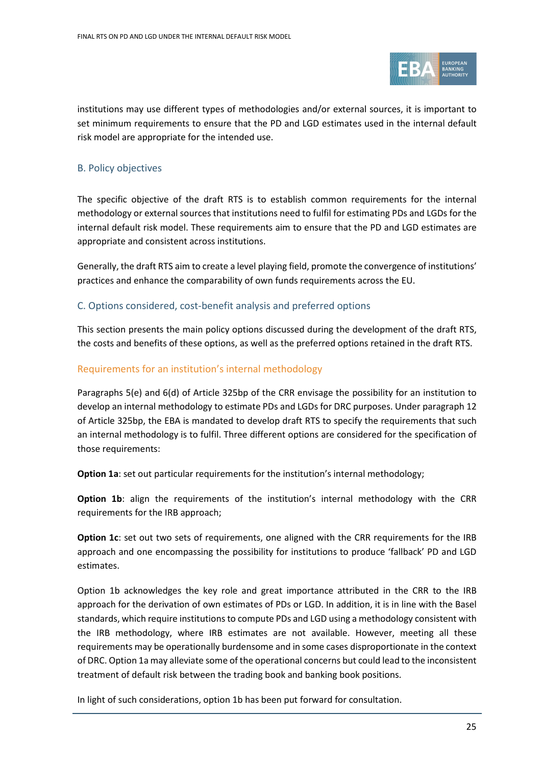institutions may use different types of methodologies and/or external sources, it is important to set minimum requirements to ensure that the PD and LGD estimates used in the internal default risk model are appropriate for the intended use.

## B. Policy objectives

The specific objective of the draft RTS is to establish common requirements for the internal methodology or external sources that institutions need to fulfil for estimating PDs and LGDs for the internal default risk model. These requirements aim to ensure that the PD and LGD estimates are appropriate and consistent across institutions.

Generally, the draft RTS aim to create a level playing field, promote the convergence of institutions' practices and enhance the comparability of own funds requirements across the EU.

## C. Options considered, cost-benefit analysis and preferred options

This section presents the main policy options discussed during the development of the draft RTS, the costs and benefits of these options, as well as the preferred options retained in the draft RTS.

### Requirements for an institution's internal methodology

Paragraphs 5(e) and 6(d) of Article 325bp of the CRR envisage the possibility for an institution to develop an internal methodology to estimate PDs and LGDs for DRC purposes. Under paragraph 12 of Article 325bp, the EBA is mandated to develop draft RTS to specify the requirements that such an internal methodology is to fulfil. Three different options are considered for the specification of those requirements:

**Option 1a**: set out particular requirements for the institution's internal methodology;

**Option 1b**: align the requirements of the institution's internal methodology with the CRR requirements for the IRB approach;

**Option 1c**: set out two sets of requirements, one aligned with the CRR requirements for the IRB approach and one encompassing the possibility for institutions to produce 'fallback' PD and LGD estimates.

Option 1b acknowledges the key role and great importance attributed in the CRR to the IRB approach for the derivation of own estimates of PDs or LGD. In addition, it is in line with the Basel standards, which require institutions to compute PDs and LGD using a methodology consistent with the IRB methodology, where IRB estimates are not available. However, meeting all these requirements may be operationally burdensome and in some cases disproportionate in the context of DRC. Option 1a may alleviate some of the operational concerns but could lead to the inconsistent treatment of default risk between the trading book and banking book positions.

In light of such considerations, option 1b has been put forward for consultation.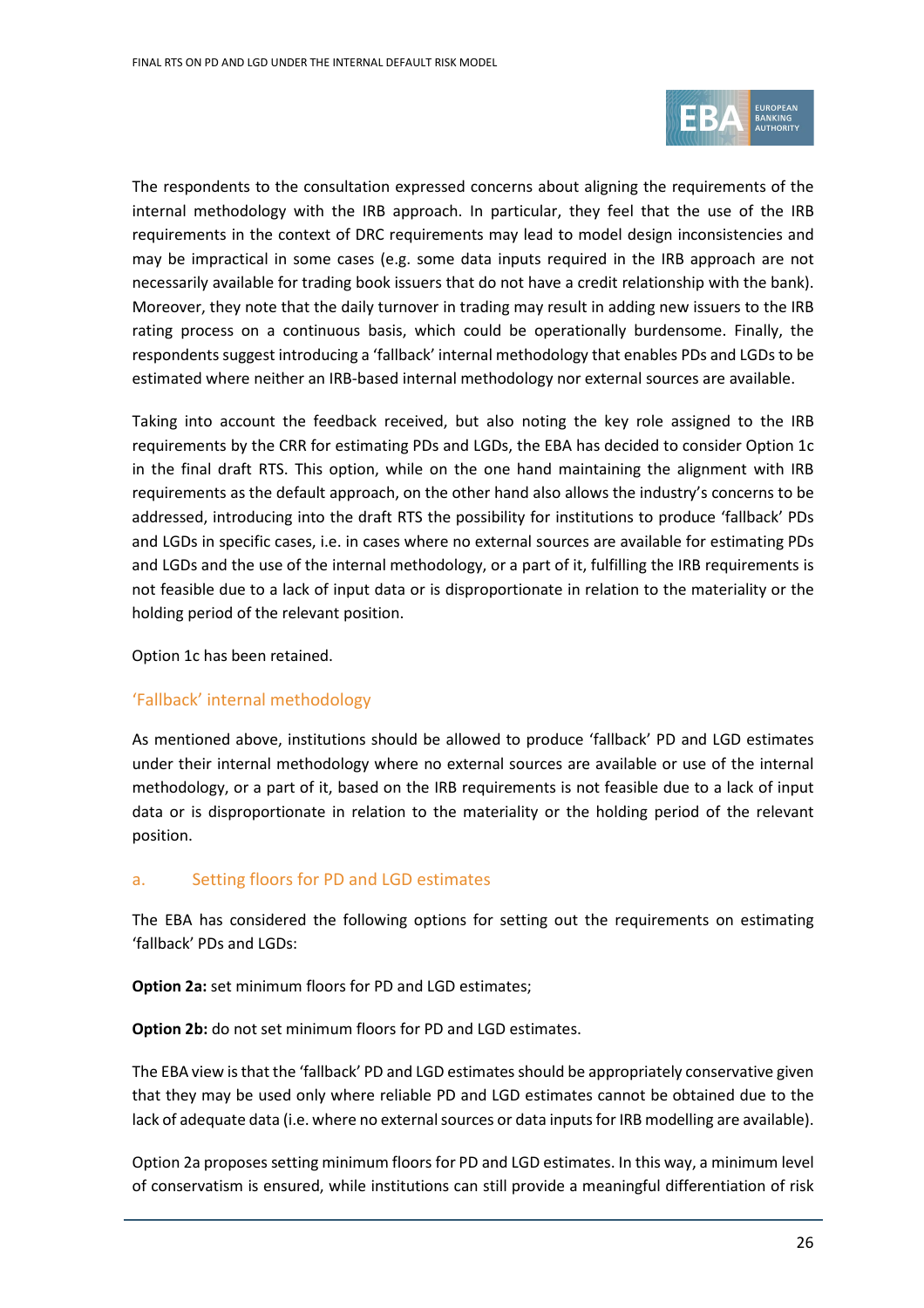The respondents to the consultation expressed concerns about aligning the requirements of the internal methodology with the IRB approach. In particular, they feel that the use of the IRB requirements in the context of DRC requirements may lead to model design inconsistencies and may be impractical in some cases (e.g. some data inputs required in the IRB approach are not necessarily available for trading book issuers that do not have a credit relationship with the bank). Moreover, they note that the daily turnover in trading may result in adding new issuers to the IRB rating process on a continuous basis, which could be operationally burdensome. Finally, the respondents suggest introducing a 'fallback' internal methodology that enables PDs and LGDs to be estimated where neither an IRB-based internal methodology nor external sources are available.

Taking into account the feedback received, but also noting the key role assigned to the IRB requirements by the CRR for estimating PDs and LGDs, the EBA has decided to consider Option 1c in the final draft RTS. This option, while on the one hand maintaining the alignment with IRB requirements as the default approach, on the other hand also allows the industry's concerns to be addressed, introducing into the draft RTS the possibility for institutions to produce 'fallback' PDs and LGDs in specific cases, i.e. in cases where no external sources are available for estimating PDs and LGDs and the use of the internal methodology, or a part of it, fulfilling the IRB requirements is not feasible due to a lack of input data or is disproportionate in relation to the materiality or the holding period of the relevant position.

Option 1c has been retained.

## 'Fallback' internal methodology

As mentioned above, institutions should be allowed to produce 'fallback' PD and LGD estimates under their internal methodology where no external sources are available or use of the internal methodology, or a part of it, based on the IRB requirements is not feasible due to a lack of input data or is disproportionate in relation to the materiality or the holding period of the relevant position.

### a. Setting floors for PD and LGD estimates

The EBA has considered the following options for setting out the requirements on estimating 'fallback' PDs and LGDs:

**Option 2a:** set minimum floors for PD and LGD estimates;

**Option 2b:** do not set minimum floors for PD and LGD estimates.

The EBA view is that the 'fallback' PD and LGD estimates should be appropriately conservative given that they may be used only where reliable PD and LGD estimates cannot be obtained due to the lack of adequate data (i.e. where no external sources or data inputs for IRB modelling are available).

Option 2a proposes setting minimum floors for PD and LGD estimates. In this way, a minimum level of conservatism is ensured, while institutions can still provide a meaningful differentiation of risk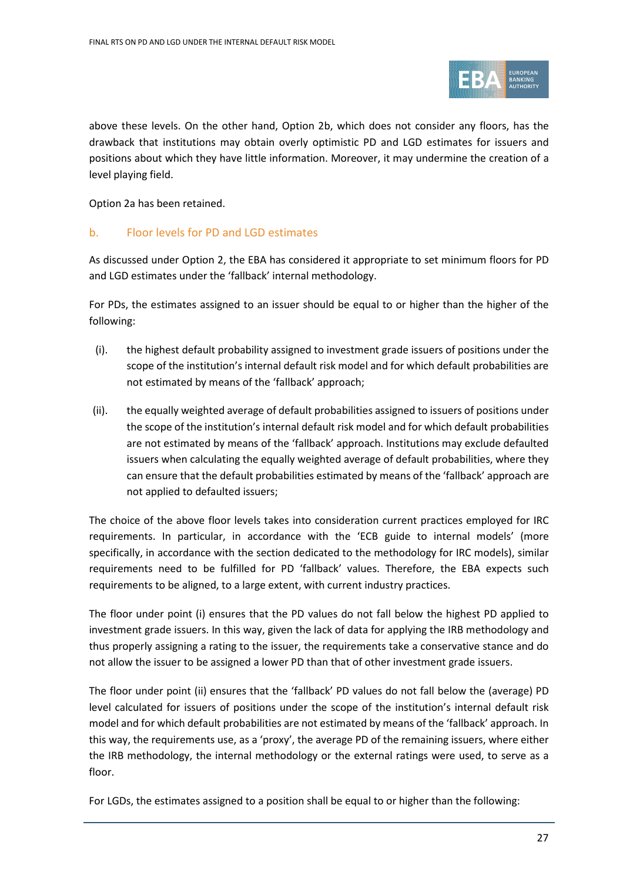above these levels. On the other hand, Option 2b, which does not consider any floors, has the drawback that institutions may obtain overly optimistic PD and LGD estimates for issuers and positions about which they have little information. Moreover, it may undermine the creation of a level playing field.

Option 2a has been retained.

### b. Floor levels for PD and LGD estimates

As discussed under Option 2, the EBA has considered it appropriate to set minimum floors for PD and LGD estimates under the 'fallback' internal methodology.

For PDs, the estimates assigned to an issuer should be equal to or higher than the higher of the following:

(i). the highest default probability assigned to investment grade issuers of positions under the scope of the institution's internal default risk model and for which default probabilities are not estimated by means of the 'fallback' approach;

(ii). the equally weighted average of default probabilities assigned to issuers of positions under the scope of the institution's internal default risk model and for which default probabilities are not estimated by means of the 'fallback' approach. Institutions may exclude defaulted issuers when calculating the equally weighted average of default probabilities, where they can ensure that the default probabilities estimated by means of the 'fallback' approach are not applied to defaulted issuers;

The choice of the above floor levels takes into consideration current practices employed for IRC requirements. In particular, in accordance with the 'ECB guide to internal models' (more specifically, in accordance with the section dedicated to the methodology for IRC models), similar requirements need to be fulfilled for PD 'fallback' values. Therefore, the EBA expects such requirements to be aligned, to a large extent, with current industry practices.

The floor under point (i) ensures that the PD values do not fall below the highest PD applied to investment grade issuers. In this way, given the lack of data for applying the IRB methodology and thus properly assigning a rating to the issuer, the requirements take a conservative stance and do not allow the issuer to be assigned a lower PD than that of other investment grade issuers.

The floor under point (ii) ensures that the 'fallback' PD values do not fall below the (average) PD level calculated for issuers of positions under the scope of the institution's internal default risk model and for which default probabilities are not estimated by means of the 'fallback' approach. In this way, the requirements use, as a 'proxy', the average PD of the remaining issuers, where either the IRB methodology, the internal methodology or the external ratings were used, to serve as a floor.

For LGDs, the estimates assigned to a position shall be equal to or higher than the following: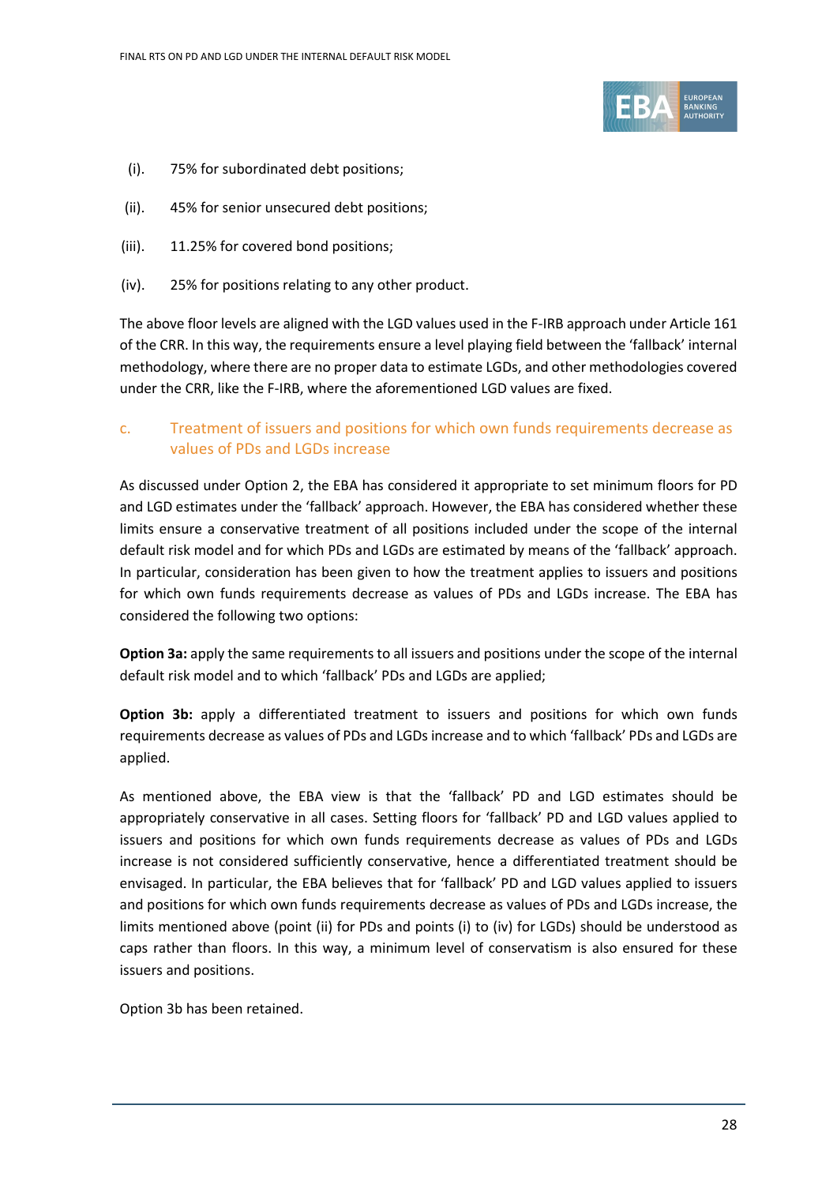(i). 75% for subordinated debt positions;

(ii). 45% for senior unsecured debt positions;

(iii). 11.25% for covered bond positions;

(iv). 25% for positions relating to any other product.

The above floor levels are aligned with the LGD values used in the F-IRB approach under Article 161 of the CRR. In this way, the requirements ensure a level playing field between the 'fallback' internal methodology, where there are no proper data to estimate LGDs, and other methodologies covered under the CRR, like the F-IRB, where the aforementioned LGD values are fixed.

### c. Treatment of issuers and positions for which own funds requirements decrease as values of PDs and LGDs increase

As discussed under Option 2, the EBA has considered it appropriate to set minimum floors for PD and LGD estimates under the 'fallback' approach. However, the EBA has considered whether these limits ensure a conservative treatment of all positions included under the scope of the internal default risk model and for which PDs and LGDs are estimated by means of the 'fallback' approach. In particular, consideration has been given to how the treatment applies to issuers and positions for which own funds requirements decrease as values of PDs and LGDs increase. The EBA has considered the following two options:

**Option 3a:** apply the same requirements to all issuers and positions under the scope of the internal default risk model and to which 'fallback' PDs and LGDs are applied;

**Option 3b:** apply a differentiated treatment to issuers and positions for which own funds requirements decrease as values of PDs and LGDs increase and to which 'fallback' PDs and LGDs are applied.

As mentioned above, the EBA view is that the 'fallback' PD and LGD estimates should be appropriately conservative in all cases. Setting floors for 'fallback' PD and LGD values applied to issuers and positions for which own funds requirements decrease as values of PDs and LGDs increase is not considered sufficiently conservative, hence a differentiated treatment should be envisaged. In particular, the EBA believes that for 'fallback' PD and LGD values applied to issuers and positions for which own funds requirements decrease as values of PDs and LGDs increase, the limits mentioned above (point (ii) for PDs and points (i) to (iv) for LGDs) should be understood as caps rather than floors. In this way, a minimum level of conservatism is also ensured for these issuers and positions.

Option 3b has been retained.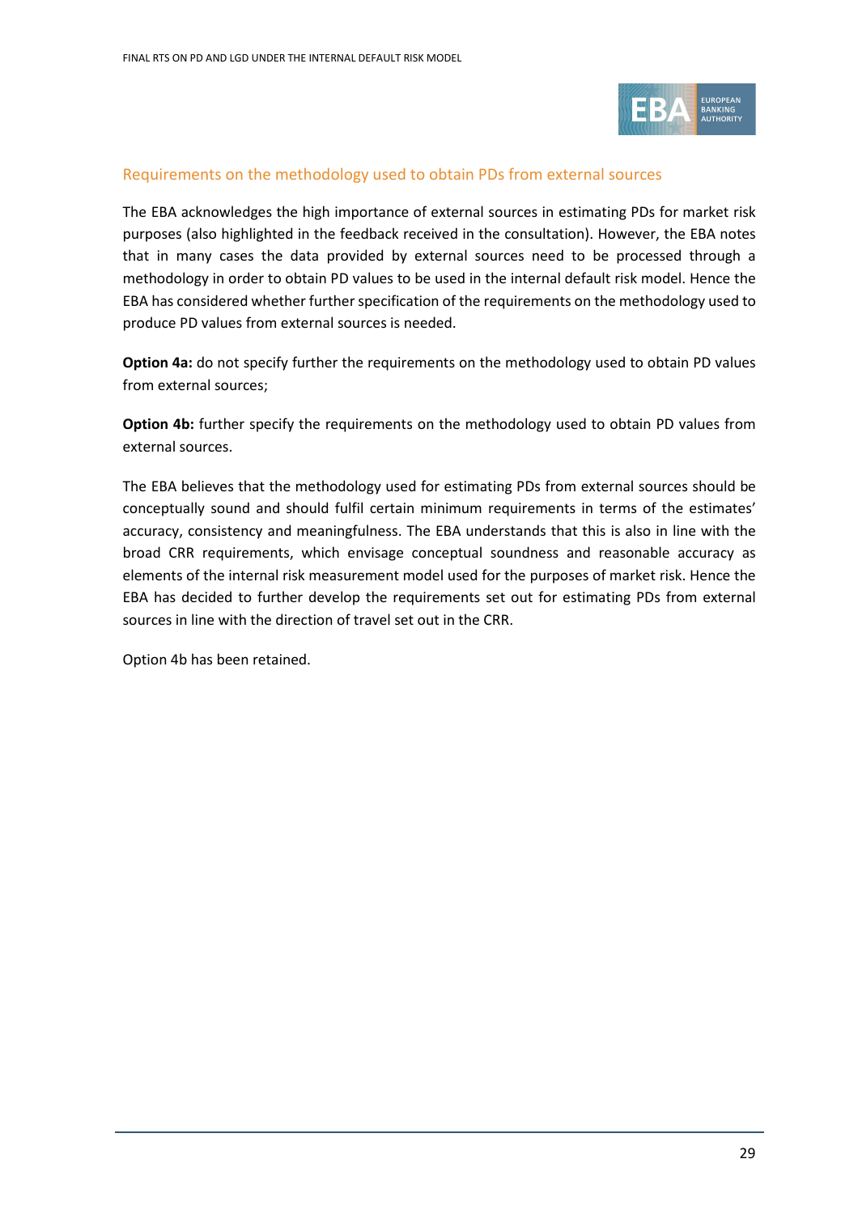### Requirements on the methodology used to obtain PDs from external sources

The EBA acknowledges the high importance of external sources in estimating PDs for market risk purposes (also highlighted in the feedback received in the consultation). However, the EBA notes that in many cases the data provided by external sources need to be processed through a methodology in order to obtain PD values to be used in the internal default risk model. Hence the EBA has considered whether further specification of the requirements on the methodology used to produce PD values from external sources is needed.

**Option 4a:** do not specify further the requirements on the methodology used to obtain PD values from external sources;

**Option 4b:** further specify the requirements on the methodology used to obtain PD values from external sources.

The EBA believes that the methodology used for estimating PDs from external sources should be conceptually sound and should fulfil certain minimum requirements in terms of the estimates' accuracy, consistency and meaningfulness. The EBA understands that this is also in line with the broad CRR requirements, which envisage conceptual soundness and reasonable accuracy as elements of the internal risk measurement model used for the purposes of market risk. Hence the EBA has decided to further develop the requirements set out for estimating PDs from external sources in line with the direction of travel set out in the CRR.

Option 4b has been retained.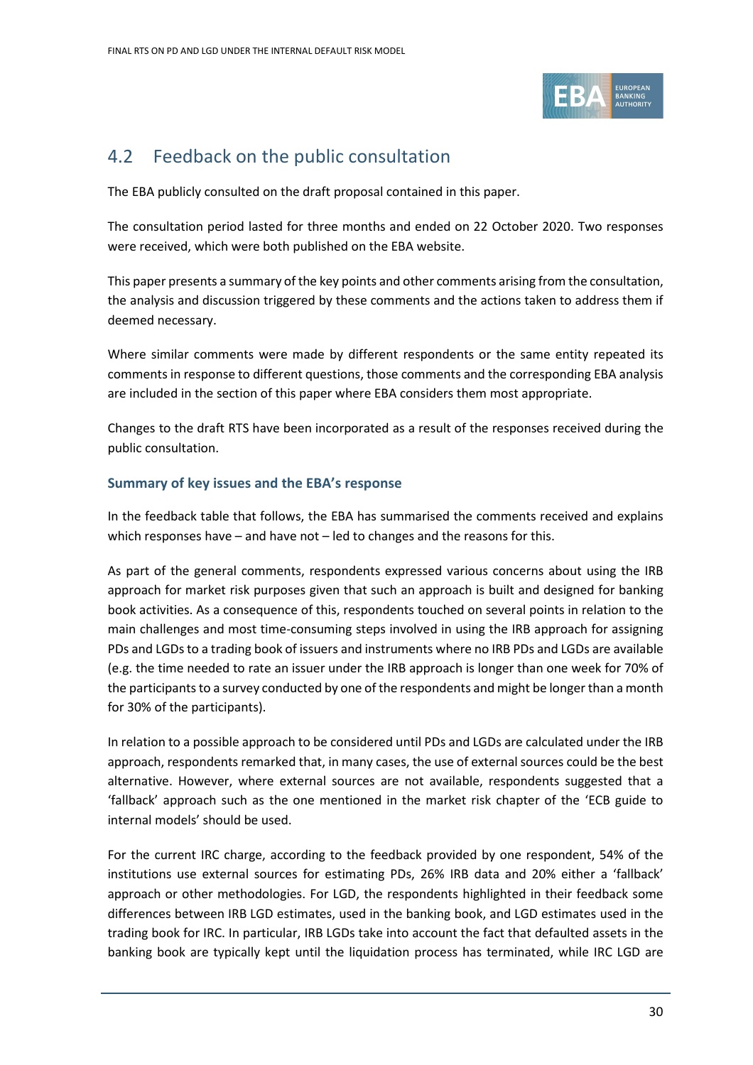## 4.2 Feedback on the public consultation

The EBA publicly consulted on the draft proposal contained in this paper.

The consultation period lasted for three months and ended on 22 October 2020. Two responses were received, which were both published on the EBA website.

This paper presents a summary of the key points and other comments arising from the consultation, the analysis and discussion triggered by these comments and the actions taken to address them if deemed necessary.

Where similar comments were made by different respondents or the same entity repeated its comments in response to different questions, those comments and the corresponding EBA analysis are included in the section of this paper where EBA considers them most appropriate.

Changes to the draft RTS have been incorporated as a result of the responses received during the public consultation.

### Summary of key issues and the EBA's response

In the feedback table that follows, the EBA has summarised the comments received and explains which responses have – and have not – led to changes and the reasons for this.

As part of the general comments, respondents expressed various concerns about using the IRB approach for market risk purposes given that such an approach is built and designed for banking book activities. As a consequence of this, respondents touched on several points in relation to the main challenges and most time-consuming steps involved in using the IRB approach for assigning PDs and LGDs to a trading book of issuers and instruments where no IRB PDs and LGDs are available (e.g. the time needed to rate an issuer under the IRB approach is longer than one week for 70% of the participants to a survey conducted by one of the respondents and might be longer than a month for 30% of the participants).

In relation to a possible approach to be considered until PDs and LGDs are calculated under the IRB approach, respondents remarked that, in many cases, the use of external sources could be the best alternative. However, where external sources are not available, respondents suggested that a 'fallback' approach such as the one mentioned in the market risk chapter of the 'ECB guide to internal models' should be used.

For the current IRC charge, according to the feedback provided by one respondent, 54% of the institutions use external sources for estimating PDs, 26% IRB data and 20% either a 'fallback' approach or other methodologies. For LGD, the respondents highlighted in their feedback some differences between IRB LGD estimates, used in the banking book, and LGD estimates used in the trading book for IRC. In particular, IRB LGDs take into account the fact that defaulted assets in the banking book are typically kept until the liquidation process has terminated, while IRC LGD are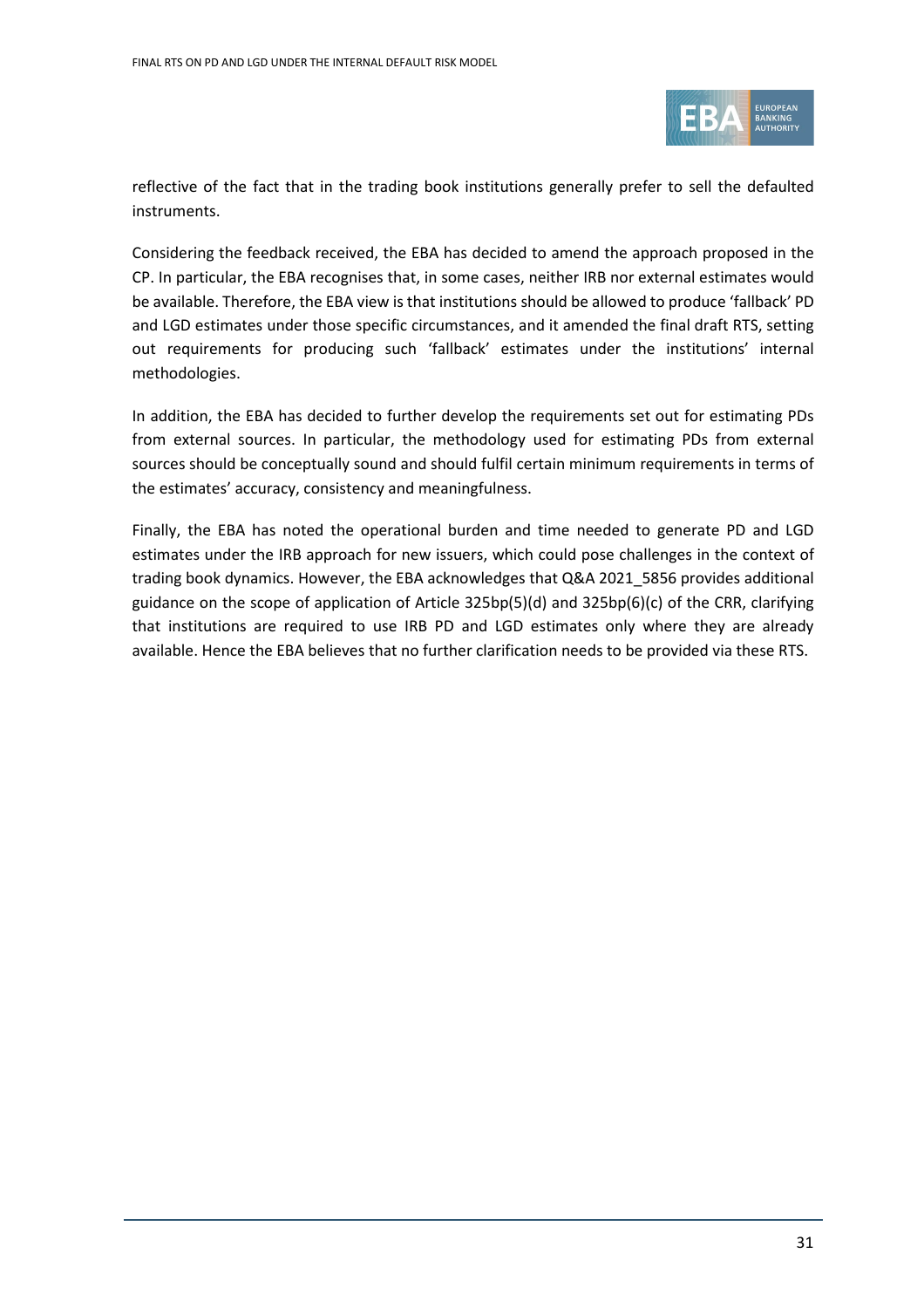reflective of the fact that in the trading book institutions generally prefer to sell the defaulted instruments.

Considering the feedback received, the EBA has decided to amend the approach proposed in the CP. In particular, the EBA recognises that, in some cases, neither IRB nor external estimates would be available. Therefore, the EBA view is that institutions should be allowed to produce 'fallback' PD and LGD estimates under those specific circumstances, and it amended the final draft RTS, setting out requirements for producing such 'fallback' estimates under the institutions' internal methodologies.

In addition, the EBA has decided to further develop the requirements set out for estimating PDs from external sources. In particular, the methodology used for estimating PDs from external sources should be conceptually sound and should fulfil certain minimum requirements in terms of the estimates' accuracy, consistency and meaningfulness.

Finally, the EBA has noted the operational burden and time needed to generate PD and LGD estimates under the IRB approach for new issuers, which could pose challenges in the context of trading book dynamics. However, the EBA acknowledges that Q&A 2021_5856 provides additional guidance on the scope of application of Article 325bp(5)(d) and 325bp(6)(c) of the CRR, clarifying that institutions are required to use IRB PD and LGD estimates only where they are already available. Hence the EBA believes that no further clarification needs to be provided via these RTS.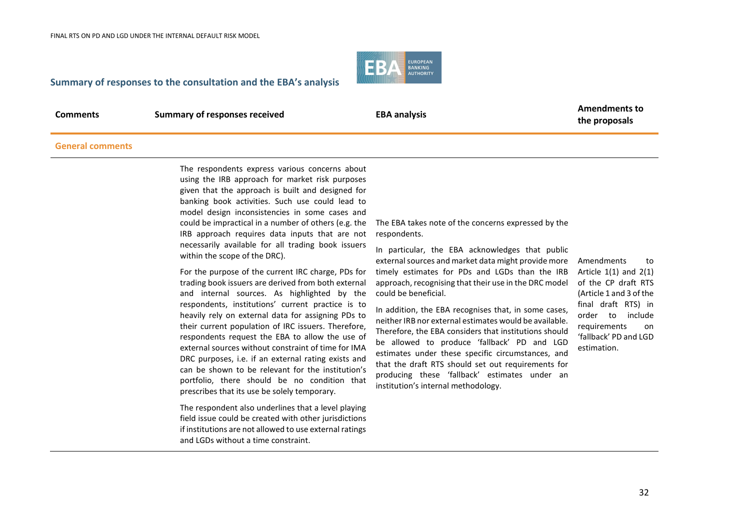## Summary of responses to the consultation and the EBA's analysis

| Comments | Summary of responses received | EBA analysis | Amendments to the proposals |
|---|---|---|---|
| **General comments** | | | |
| | The respondents express various concerns about using the IRB approach for market risk purposes given that the approach is built and designed for banking book activities. Such use could lead to model design inconsistencies in some cases and could be impractical in a number of others (e.g. the IRB approach requires data inputs that are not necessarily available for all trading book issuers within the scope of the DRC).<br><br>For the purpose of the current IRC charge, PDs for trading book issuers are derived from both external and internal sources. As highlighted by the respondents, institutions' current practice is to heavily rely on external data for assigning PDs to their current population of IRC issuers. Therefore, respondents request the EBA to allow the use of external sources without constraint of time for IMA DRC purposes, i.e. if an external rating exists and can be shown to be relevant for the institution's portfolio, there should be no condition that prescribes that its use be solely temporary.<br><br>The respondent also underlines that a level playing field issue could be created with other jurisdictions if institutions are not allowed to use external ratings and LGDs without a time constraint. | The EBA takes note of the concerns expressed by the respondents.<br><br>In particular, the EBA acknowledges that public external sources and market data might provide more timely estimates for PDs and LGDs than the IRB approach, recognising that their use in the DRC model could be beneficial.<br><br>In addition, the EBA recognises that, in some cases, neither IRB nor external estimates would be available. Therefore, the EBA considers that institutions should be allowed to produce 'fallback' PD and LGD estimates under these specific circumstances, and that the draft RTS should set out requirements for producing these 'fallback' estimates under an institution's internal methodology. | Amendments to Article 1(1) and 2(1) of the CP draft RTS (Article 1 and 3 of the final draft RTS) in order to include requirements on 'fallback' PD and LGD estimation. |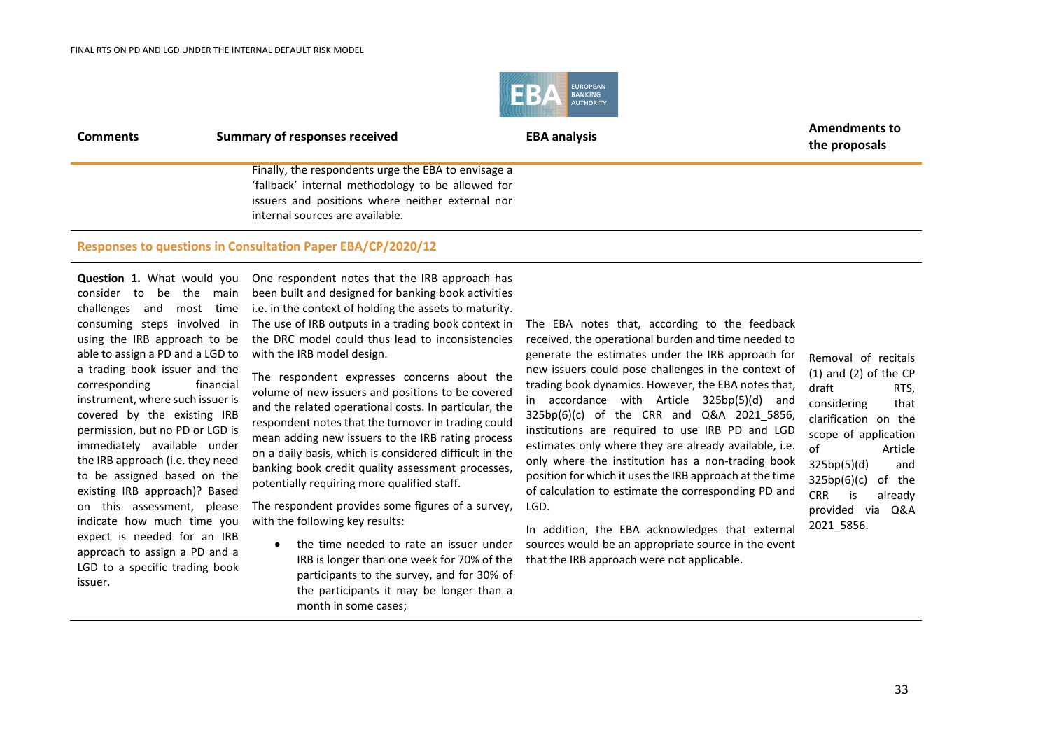| Comments | Summary of responses received | EBA analysis | Amendments to the proposals |
|---|---|---|---|
| | Finally, the respondents urge the EBA to envisage a 'fallback' internal methodology to be allowed for issuers and positions where neither external nor internal sources are available. | | |
| **Responses to questions in Consultation Paper EBA/CP/2020/12** | | | |
| **Question 1.** What would you consider to be the main challenges and most time consuming steps involved in using the IRB approach to be able to assign a PD and a LGD to a trading book issuer and the corresponding financial instrument, where such issuer is covered by the existing IRB permission, but no PD or LGD is immediately available under the IRB approach (i.e. they need to be assigned based on the existing IRB approach)? Based on this assessment, please indicate how much time you expect is needed for an IRB approach to assign a PD and a LGD to a specific trading book issuer. | One respondent notes that the IRB approach has been built and designed for banking book activities i.e. in the context of holding the assets to maturity. The use of IRB outputs in a trading book context in the DRC model could thus lead to inconsistencies with the IRB model design.<br><br>The respondent expresses concerns about the volume of new issuers and positions to be covered and the related operational costs. In particular, the respondent notes that the turnover in trading could mean adding new issuers to the IRB rating process on a daily basis, which is considered difficult in the banking book credit quality assessment processes, potentially requiring more qualified staff.<br><br>The respondent provides some figures of a survey, with the following key results:<br><br>• the time needed to rate an issuer under IRB is longer than one week for 70% of the participants to the survey, and for 30% of the participants it may be longer than a month in some cases; | The EBA notes that, according to the feedback received, the operational burden and time needed to generate the estimates under the IRB approach for new issuers could pose challenges in the context of trading book dynamics. However, the EBA notes that, in accordance with Article 325bp(5)(d) and 325bp(6)(c) of the CRR and Q&A 2021_5856, institutions are required to use IRB PD and LGD estimates only where they are already available, i.e. only where the institution has a non-trading book position for which it uses the IRB approach at the time of calculation to estimate the corresponding PD and LGD.<br><br>In addition, the EBA acknowledges that external sources would be an appropriate source in the event that the IRB approach were not applicable. | Removal of recitals (1) and (2) of the CP draft RTS, considering that clarification on the scope of application of Article 325bp(5)(d) and 325bp(6)(c) of the CRR is already provided via Q&A 2021_5856. |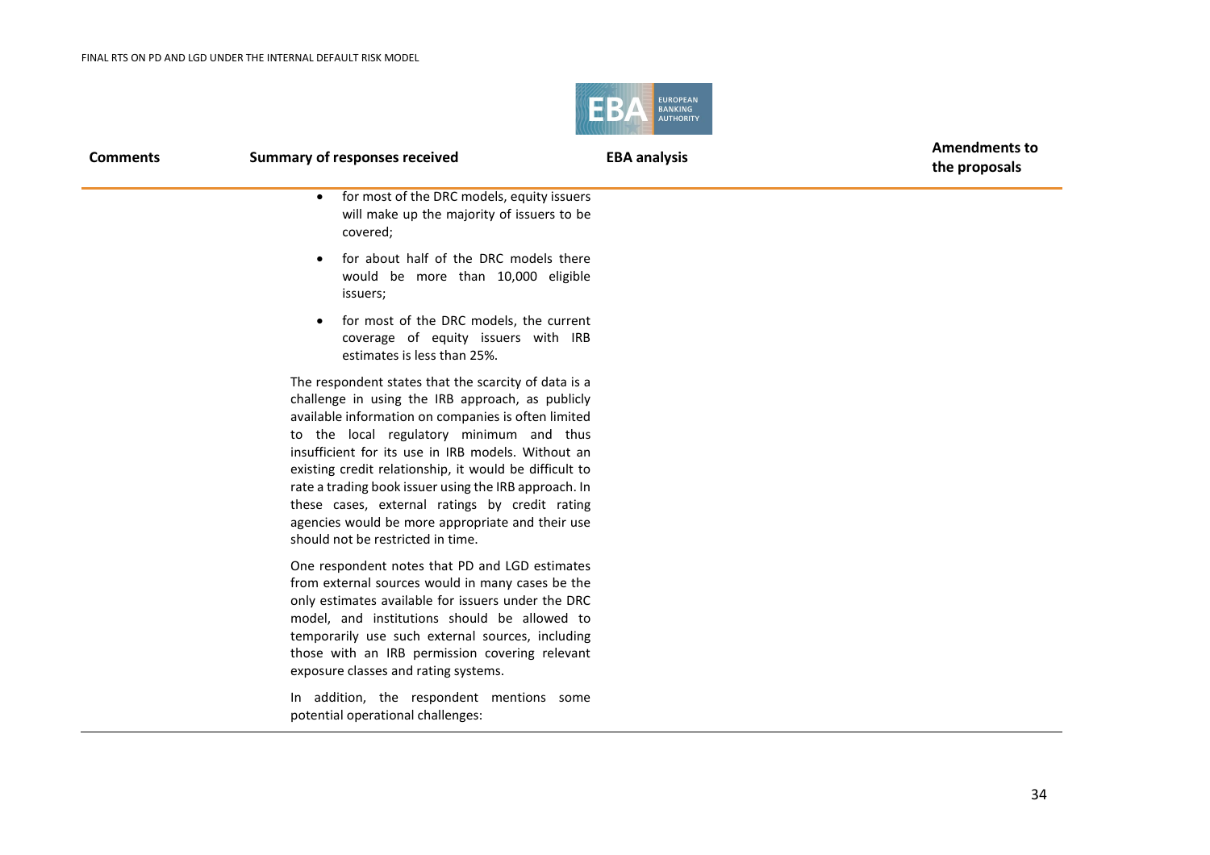| Comments | Summary of responses received | EBA analysis | Amendments to the proposals |
|---|---|---|---|
| | <ul><li>for most of the DRC models, equity issuers will make up the majority of issuers to be covered;</li><li>for about half of the DRC models there would be more than 10,000 eligible issuers;</li><li>for most of the DRC models, the current coverage of equity issuers with IRB estimates is less than 25%.</li></ul>The respondent states that the scarcity of data is a challenge in using the IRB approach, as publicly available information on companies is often limited to the local regulatory minimum and thus insufficient for its use in IRB models. Without an existing credit relationship, it would be difficult to rate a trading book issuer using the IRB approach. In these cases, external ratings by credit rating agencies would be more appropriate and their use should not be restricted in time.<br><br>One respondent notes that PD and LGD estimates from external sources would in many cases be the only estimates available for issuers under the DRC model, and institutions should be allowed to temporarily use such external sources, including those with an IRB permission covering relevant exposure classes and rating systems.<br><br>In addition, the respondent mentions some potential operational challenges: | | |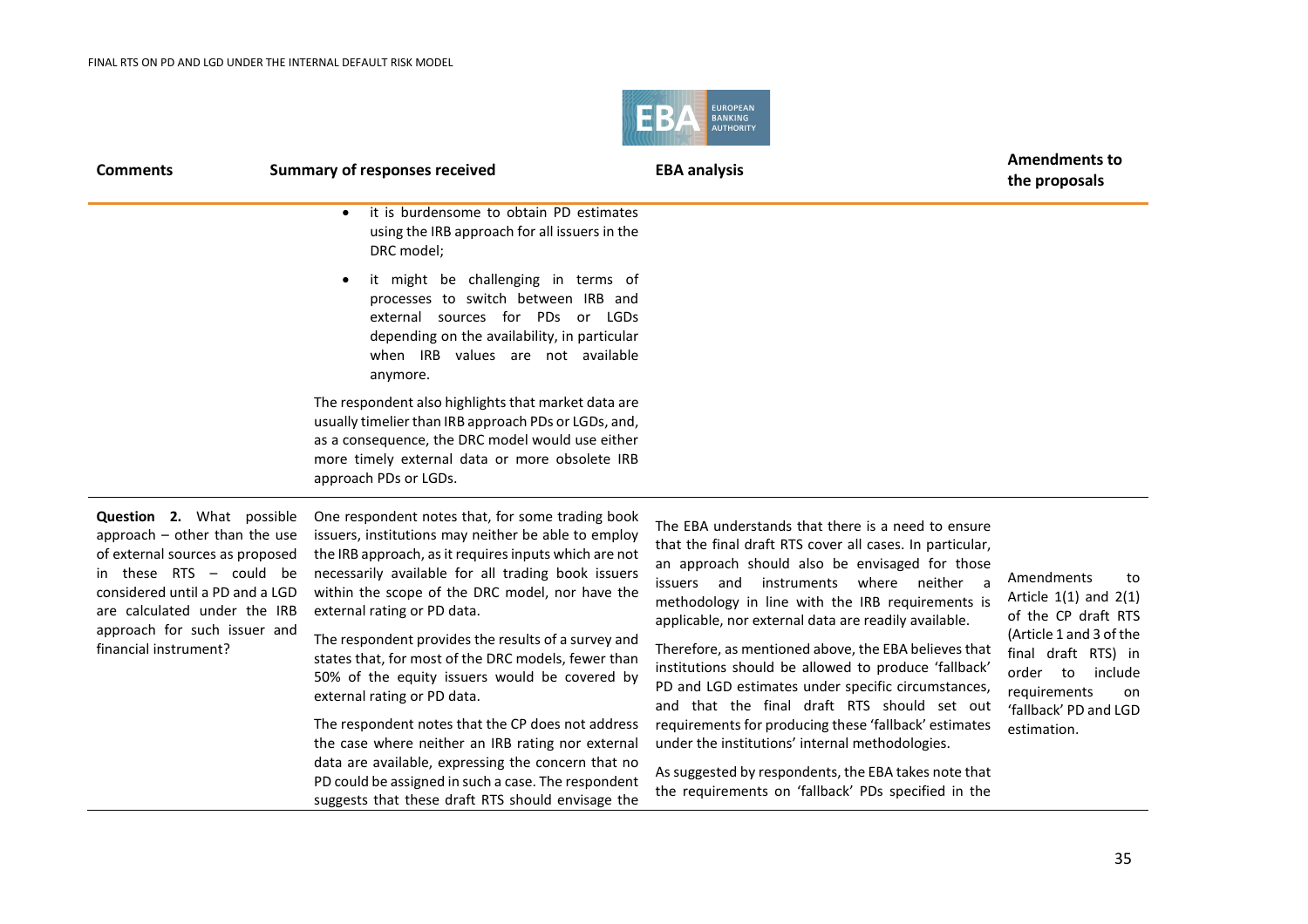| Comments | Summary of responses received | EBA analysis | Amendments to the proposals |
|---|---|---|---|
| | • it is burdensome to obtain PD estimates using the IRB approach for all issuers in the DRC model;<br>• it might be challenging in terms of processes to switch between IRB and external sources for PDs or LGDs depending on the availability, in particular when IRB values are not available anymore.<br><br>The respondent also highlights that market data are usually timelier than IRB approach PDs or LGDs, and, as a consequence, the DRC model would use either more timely external data or more obsolete IRB approach PDs or LGDs. | | |
| **Question 2.** What possible approach – other than the use of external sources as proposed in these RTS – could be considered until a PD and a LGD are calculated under the IRB approach for such issuer and financial instrument? | One respondent notes that, for some trading book issuers, institutions may neither be able to employ the IRB approach, as it requires inputs which are not necessarily available for all trading book issuers within the scope of the DRC model, nor have the external rating or PD data.<br><br>The respondent provides the results of a survey and states that, for most of the DRC models, fewer than 50% of the equity issuers would be covered by external rating or PD data.<br><br>The respondent notes that the CP does not address the case where neither an IRB rating nor external data are available, expressing the concern that no PD could be assigned in such a case. The respondent suggests that these draft RTS should envisage the | The EBA understands that there is a need to ensure that the final draft RTS cover all cases. In particular, an approach should also be envisaged for those issuers and instruments where neither a methodology in line with the IRB requirements is applicable, nor external data are readily available.<br><br>Therefore, as mentioned above, the EBA believes that institutions should be allowed to produce 'fallback' PD and LGD estimates under specific circumstances, and that the final draft RTS should set out requirements for producing these 'fallback' estimates under the institutions' internal methodologies.<br><br>As suggested by respondents, the EBA takes note that the requirements on 'fallback' PDs specified in the | Amendments to Article 1(1) and 2(1) of the CP draft RTS (Article 1 and 3 of the final draft RTS) in order to include requirements on 'fallback' PD and LGD estimation. |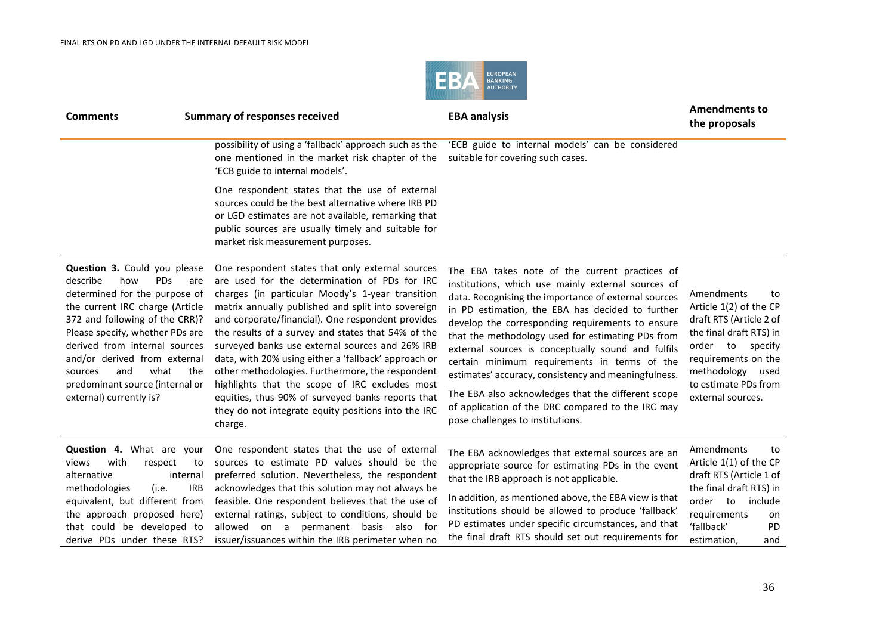| Comments | Summary of responses received | EBA analysis | Amendments to the proposals |
| --- | --- | --- | --- |
| | possibility of using a 'fallback' approach such as the one mentioned in the market risk chapter of the 'ECB guide to internal models'.<br><br>One respondent states that the use of external sources could be the best alternative where IRB PD or LGD estimates are not available, remarking that public sources are usually timely and suitable for market risk measurement purposes. | 'ECB guide to internal models' can be considered suitable for covering such cases. | |
| **Question 3.** Could you please describe how PDs are determined for the purpose of the current IRC charge (Article 372 and following of the CRR)? Please specify, whether PDs are derived from internal sources and/or derived from external sources and what the predominant source (internal or external) currently is? | One respondent states that only external sources are used for the determination of PDs for IRC charges (in particular Moody's 1-year transition matrix annually published and split into sovereign and corporate/financial). One respondent provides the results of a survey and states that 54% of the surveyed banks use external sources and 26% IRB data, with 20% using either a 'fallback' approach or other methodologies. Furthermore, the respondent highlights that the scope of IRC excludes most equities, thus 90% of surveyed banks reports that they do not integrate equity positions into the IRC charge. | The EBA takes note of the current practices of institutions, which use mainly external sources of data. Recognising the importance of external sources in PD estimation, the EBA has decided to further develop the corresponding requirements to ensure that the methodology used for estimating PDs from external sources is conceptually sound and fulfils certain minimum requirements in terms of the estimates' accuracy, consistency and meaningfulness.<br><br>The EBA also acknowledges that the different scope of application of the DRC compared to the IRC may pose challenges to institutions. | Amendments to Article 1(2) of the CP draft RTS (Article 2 of the final draft RTS) in order to specify requirements on the methodology used to estimate PDs from external sources. |
| **Question 4.** What are your views with respect to alternative internal methodologies (i.e. IRB equivalent, but different from the approach proposed here) that could be developed to derive PDs under these RTS? | One respondent states that the use of external sources to estimate PD values should be the preferred solution. Nevertheless, the respondent acknowledges that this solution may not always be feasible. One respondent believes that the use of external ratings, subject to conditions, should be allowed on a permanent basis also for issuer/issuances within the IRB perimeter when no | The EBA acknowledges that external sources are an appropriate source for estimating PDs in the event that the IRB approach is not applicable.<br><br>In addition, as mentioned above, the EBA view is that institutions should be allowed to produce 'fallback' PD estimates under specific circumstances, and that the final draft RTS should set out requirements for | Amendments to Article 1(1) of the CP draft RTS (Article 1 of the final draft RTS) in order to include requirements on 'fallback' PD estimation, and |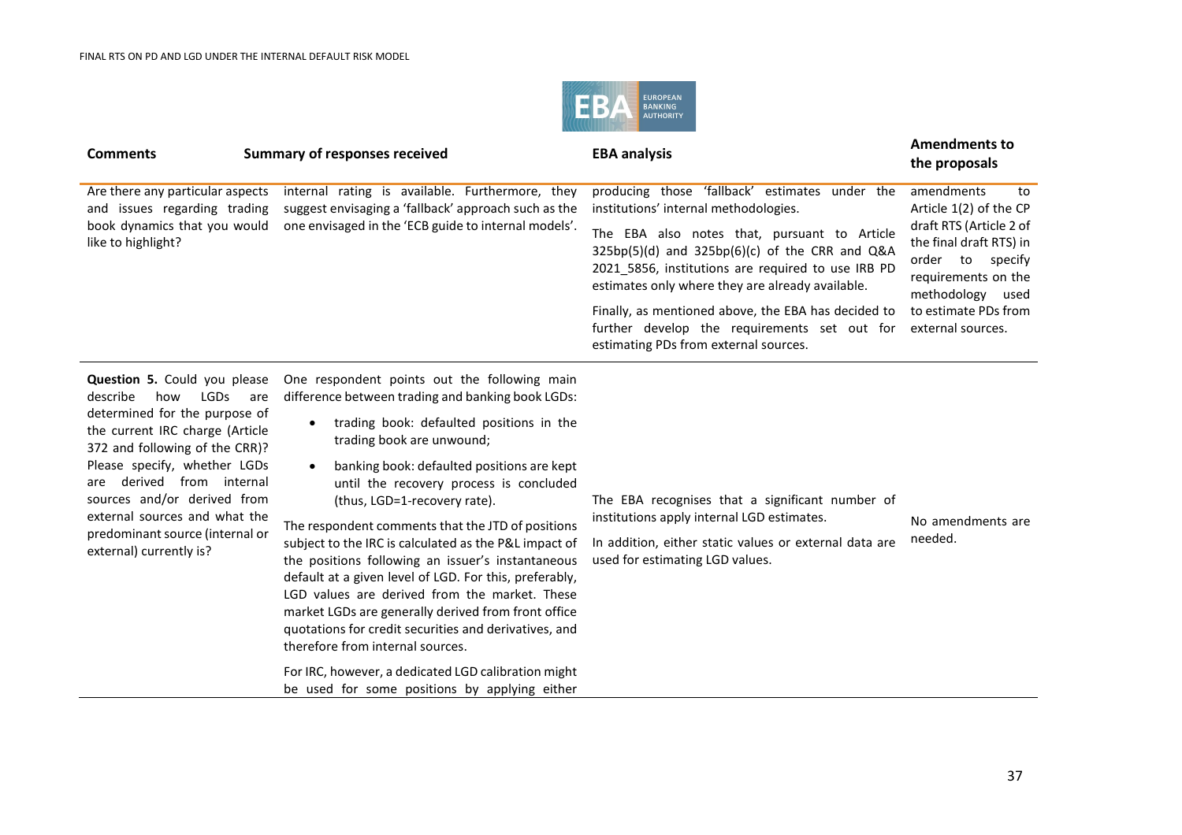| Comments | Summary of responses received | EBA analysis | Amendments to the proposals |
|---|---|---|---|
| Are there any particular aspects and issues regarding trading book dynamics that you would like to highlight? | internal rating is available. Furthermore, they suggest envisaging a 'fallback' approach such as the one envisaged in the 'ECB guide to internal models'. | producing those 'fallback' estimates under the institutions' internal methodologies.<br><br>The EBA also notes that, pursuant to Article 325bp(5)(d) and 325bp(6)(c) of the CRR and Q&A 2021_5856, institutions are required to use IRB PD estimates only where they are already available.<br><br>Finally, as mentioned above, the EBA has decided to further develop the requirements set out for estimating PDs from external sources. | amendments to Article 1(2) of the CP draft RTS (Article 2 of the final draft RTS) in order to specify requirements on the methodology used to estimate PDs from external sources. |
| **Question 5.** Could you please describe how LGDs are determined for the purpose of the current IRC charge (Article 372 and following of the CRR)? Please specify, whether LGDs are derived from internal sources and/or derived from external sources and what the predominant source (internal or external) currently is? | One respondent points out the following main difference between trading and banking book LGDs:<br><br>• trading book: defaulted positions in the trading book are unwound;<br>• banking book: defaulted positions are kept until the recovery process is concluded (thus, LGD=1-recovery rate).<br><br>The respondent comments that the JTD of positions subject to the IRC is calculated as the P&L impact of the positions following an issuer's instantaneous default at a given level of LGD. For this, preferably, LGD values are derived from the market. These market LGDs are generally derived from front office quotations for credit securities and derivatives, and therefore from internal sources.<br><br>For IRC, however, a dedicated LGD calibration might be used for some positions by applying either | The EBA recognises that a significant number of institutions apply internal LGD estimates.<br><br>In addition, either static values or external data are used for estimating LGD values. | No amendments are needed. |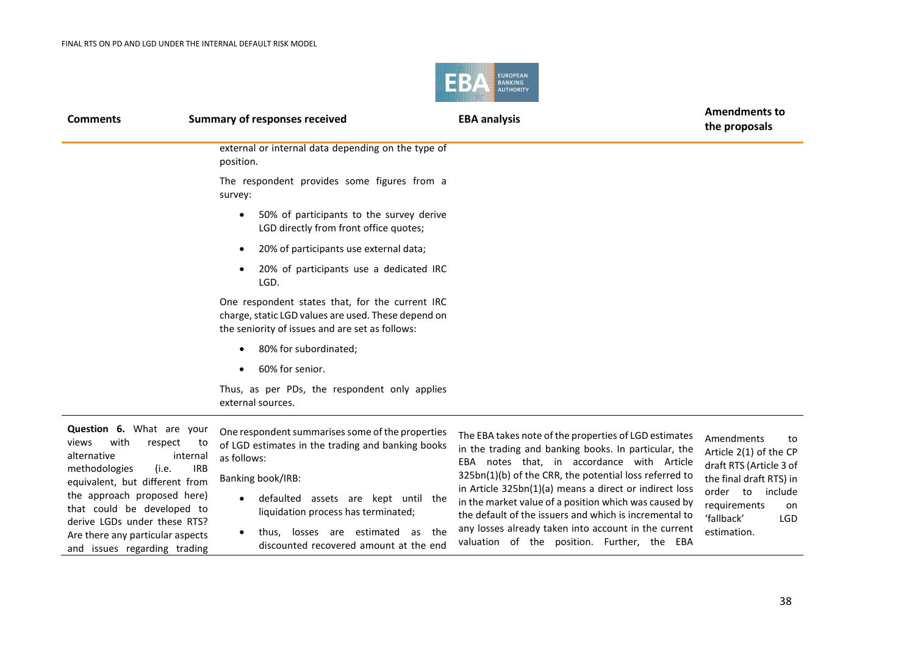| Comments | Summary of responses received | EBA analysis | Amendments to the proposals |
|---|---|---|---|
| | external or internal data depending on the type of position.<br><br>The respondent provides some figures from a survey:<br><br>• 50% of participants to the survey derive LGD directly from front office quotes;<br>• 20% of participants use external data;<br>• 20% of participants use a dedicated IRC LGD.<br><br>One respondent states that, for the current IRC charge, static LGD values are used. These depend on the seniority of issues and are set as follows:<br><br>• 80% for subordinated;<br>• 60% for senior.<br><br>Thus, as per PDs, the respondent only applies external sources. | | |
| **Question 6.** What are your views with respect to alternative internal methodologies (i.e. IRB equivalent, but different from the approach proposed here) that could be developed to derive LGDs under these RTS? Are there any particular aspects and issues regarding trading | One respondent summarises some of the properties of LGD estimates in the trading and banking books as follows:<br><br>Banking book/IRB:<br><br>• defaulted assets are kept until the liquidation process has terminated;<br>• thus, losses are estimated as the discounted recovered amount at the end | The EBA takes note of the properties of LGD estimates in the trading and banking books. In particular, the EBA notes that, in accordance with Article 325bn(1)(b) of the CRR, the potential loss referred to in Article 325bn(1)(a) means a direct or indirect loss in the market value of a position which was caused by the default of the issuers and which is incremental to any losses already taken into account in the current valuation of the position. Further, the EBA | Amendments to Article 2(1) of the CP draft RTS (Article 3 of the final draft RTS) in order to include requirements on 'fallback' LGD estimation. |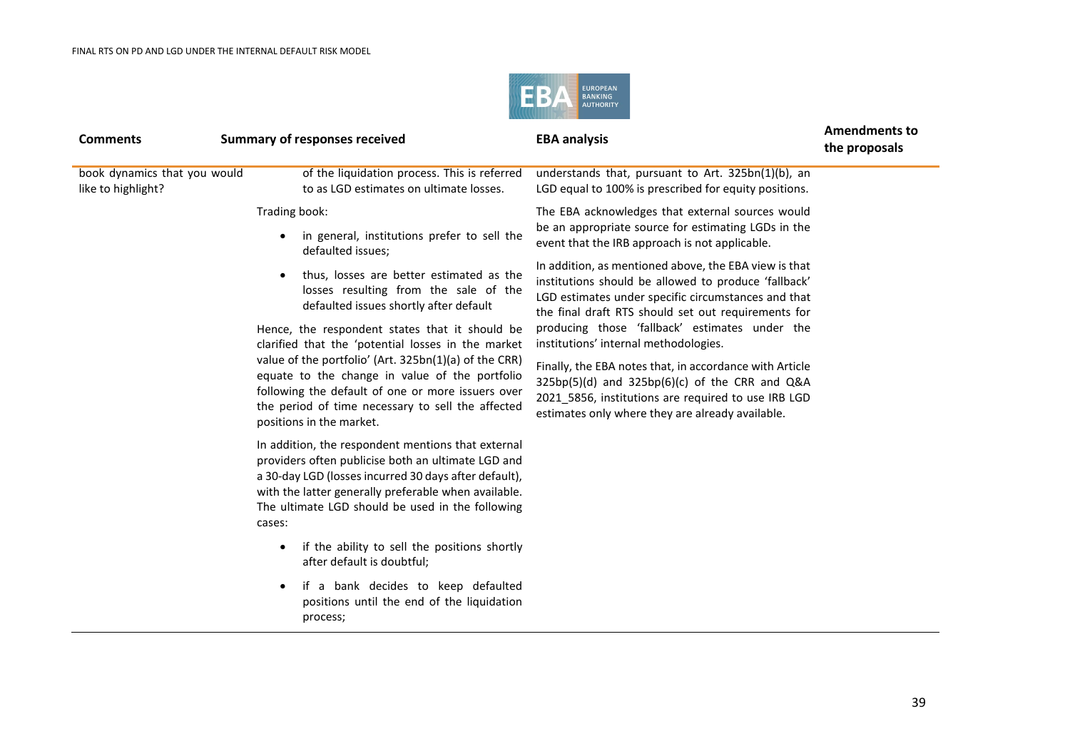| Comments | Summary of responses received | EBA analysis | Amendments to the proposals |
|---|---|---|---|
| book dynamics that you would like to highlight? | of the liquidation process. This is referred to as LGD estimates on ultimate losses.<br><br>Trading book:<br><br>• in general, institutions prefer to sell the defaulted issues;<br><br>• thus, losses are better estimated as the losses resulting from the sale of the defaulted issues shortly after default<br><br>Hence, the respondent states that it should be clarified that the 'potential losses in the market value of the portfolio' (Art. 325bn(1)(a) of the CRR) equate to the change in value of the portfolio following the default of one or more issuers over the period of time necessary to sell the affected positions in the market.<br><br>In addition, the respondent mentions that external providers often publicise both an ultimate LGD and a 30-day LGD (losses incurred 30 days after default), with the latter generally preferable when available. The ultimate LGD should be used in the following cases:<br><br>• if the ability to sell the positions shortly after default is doubtful;<br><br>• if a bank decides to keep defaulted positions until the end of the liquidation process; | understands that, pursuant to Art. 325bn(1)(b), an LGD equal to 100% is prescribed for equity positions.<br><br>The EBA acknowledges that external sources would be an appropriate source for estimating LGDs in the event that the IRB approach is not applicable.<br><br>In addition, as mentioned above, the EBA view is that institutions should be allowed to produce 'fallback' LGD estimates under specific circumstances and that the final draft RTS should set out requirements for producing those 'fallback' estimates under the institutions' internal methodologies.<br><br>Finally, the EBA notes that, in accordance with Article 325bp(5)(d) and 325bp(6)(c) of the CRR and Q&A 2021_5856, institutions are required to use IRB LGD estimates only where they are already available. | |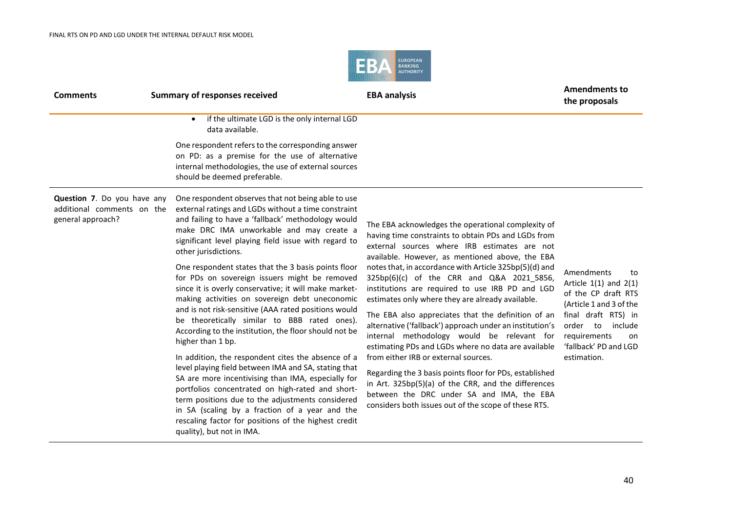| Comments | Summary of responses received | EBA analysis | Amendments to the proposals |
|---|---|---|---|
| | • if the ultimate LGD is the only internal LGD data available.<br><br>One respondent refers to the corresponding answer on PD: as a premise for the use of alternative internal methodologies, the use of external sources should be deemed preferable. | | |
| **Question 7**. Do you have any additional comments on the general approach? | One respondent observes that not being able to use external ratings and LGDs without a time constraint and failing to have a 'fallback' methodology would make DRC IMA unworkable and may create a significant level playing field issue with regard to other jurisdictions.<br><br>One respondent states that the 3 basis points floor for PDs on sovereign issuers might be removed since it is overly conservative; it will make market-making activities on sovereign debt uneconomic and is not risk-sensitive (AAA rated positions would be theoretically similar to BBB rated ones). According to the institution, the floor should not be higher than 1 bp.<br><br>In addition, the respondent cites the absence of a level playing field between IMA and SA, stating that SA are more incentivising than IMA, especially for portfolios concentrated on high-rated and short-term positions due to the adjustments considered in SA (scaling by a fraction of a year and the rescaling factor for positions of the highest credit quality), but not in IMA. | The EBA acknowledges the operational complexity of having time constraints to obtain PDs and LGDs from external sources where IRB estimates are not available. However, as mentioned above, the EBA notes that, in accordance with Article 325bp(5)(d) and 325bp(6)(c) of the CRR and Q&A 2021_5856, institutions are required to use IRB PD and LGD estimates only where they are already available.<br><br>The EBA also appreciates that the definition of an alternative ('fallback') approach under an institution's internal methodology would be relevant for estimating PDs and LGDs where no data are available from either IRB or external sources.<br><br>Regarding the 3 basis points floor for PDs, established in Art. 325bp(5)(a) of the CRR, and the differences between the DRC under SA and IMA, the EBA considers both issues out of the scope of these RTS. | Amendments to Article 1(1) and 2(1) of the CP draft RTS (Article 1 and 3 of the final draft RTS) in order to include requirements on 'fallback' PD and LGD estimation. |